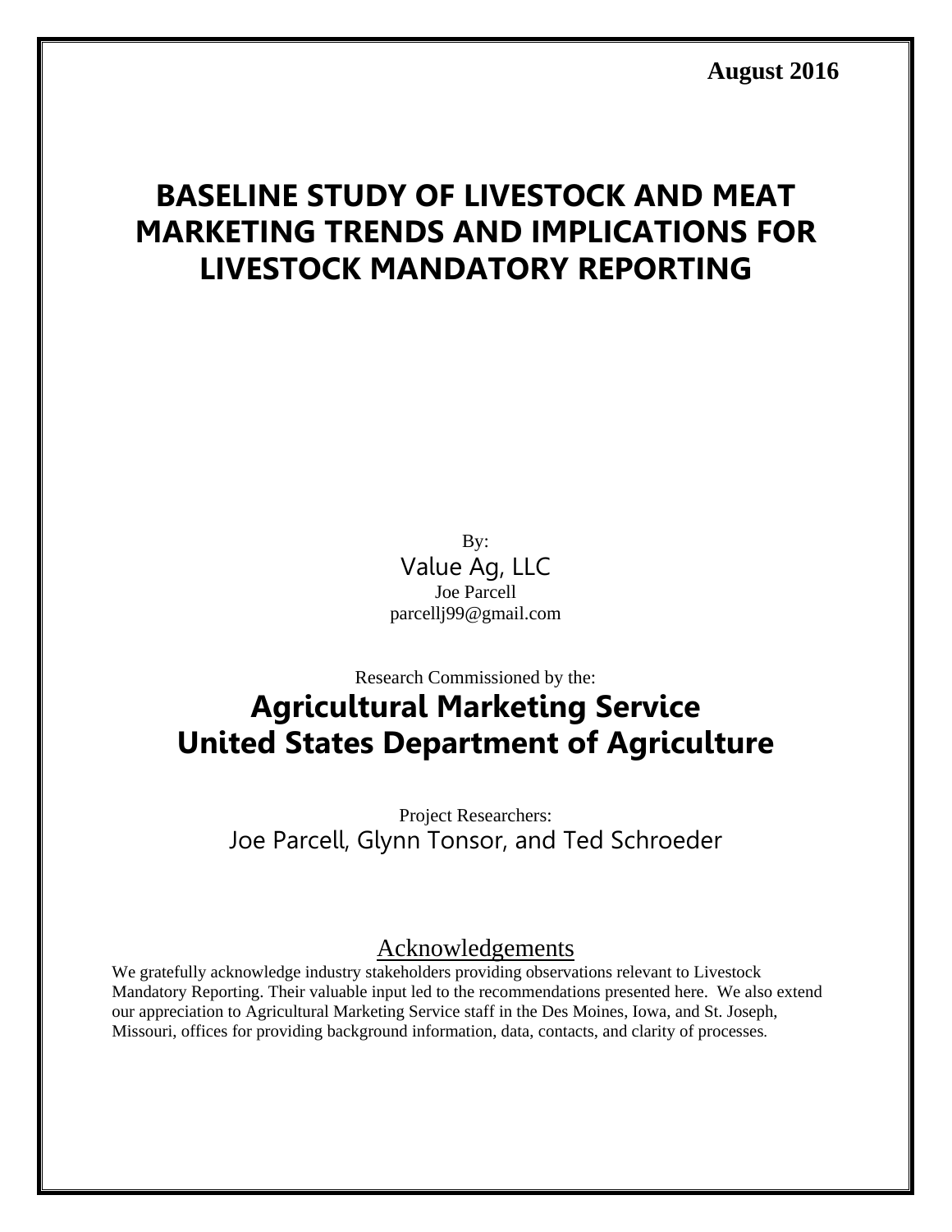**August 2016**

# BASELINE STUDY OF LIVESTOCK AND MEAT MARKETING TRENDS AND IMPLICATIONS FOR LIVESTOCK MANDATORY REPORTING

By:
Value Ag, LLC
Joe Parcell
parcellj99@gmail.com

Research Commissioned by the:

## Agricultural Marketing Service
## United States Department of Agriculture

Project Researchers:
Joe Parcell, Glynn Tonsor, and Ted Schroeder

### Acknowledgements

We gratefully acknowledge industry stakeholders providing observations relevant to Livestock Mandatory Reporting. Their valuable input led to the recommendations presented here. We also extend our appreciation to Agricultural Marketing Service staff in the Des Moines, Iowa, and St. Joseph, Missouri, offices for providing background information, data, contacts, and clarity of processes.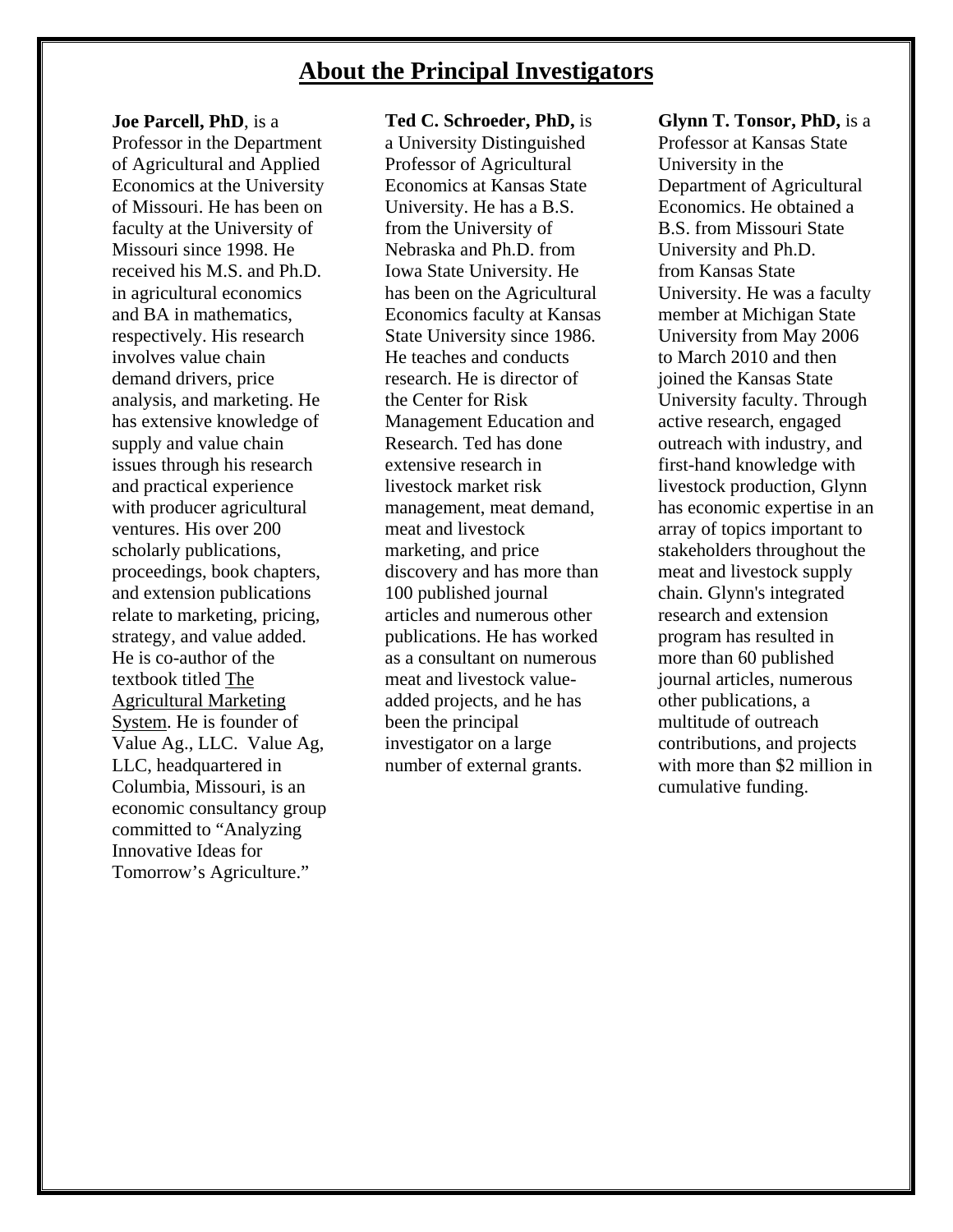## About the Principal Investigators

**Joe Parcell, PhD**, is a Professor in the Department of Agricultural and Applied Economics at the University of Missouri. He has been on faculty at the University of Missouri since 1998. He received his M.S. and Ph.D. in agricultural economics and BA in mathematics, respectively. His research involves value chain demand drivers, price analysis, and marketing. He has extensive knowledge of supply and value chain issues through his research and practical experience with producer agricultural ventures. His over 200 scholarly publications, proceedings, book chapters, and extension publications relate to marketing, pricing, strategy, and value added. He is co-author of the textbook titled The Agricultural Marketing System. He is founder of Value Ag., LLC. Value Ag, LLC, headquartered in Columbia, Missouri, is an economic consultancy group committed to "Analyzing Innovative Ideas for Tomorrow's Agriculture."

**Ted C. Schroeder, PhD,** is a University Distinguished Professor of Agricultural Economics at Kansas State University. He has a B.S. from the University of Nebraska and Ph.D. from Iowa State University. He has been on the Agricultural Economics faculty at Kansas State University since 1986. He teaches and conducts research. He is director of the Center for Risk Management Education and Research. Ted has done extensive research in livestock market risk management, meat demand, meat and livestock marketing, and price discovery and has more than 100 published journal articles and numerous other publications. He has worked as a consultant on numerous meat and livestock value-added projects, and he has been the principal investigator on a large number of external grants.

**Glynn T. Tonsor, PhD,** is a Professor at Kansas State University in the Department of Agricultural Economics. He obtained a B.S. from Missouri State University and Ph.D. from Kansas State University. He was a faculty member at Michigan State University from May 2006 to March 2010 and then joined the Kansas State University faculty. Through active research, engaged outreach with industry, and first-hand knowledge with livestock production, Glynn has economic expertise in an array of topics important to stakeholders throughout the meat and livestock supply chain. Glynn's integrated research and extension program has resulted in more than 60 published journal articles, numerous other publications, a multitude of outreach contributions, and projects with more than $2 million in cumulative funding.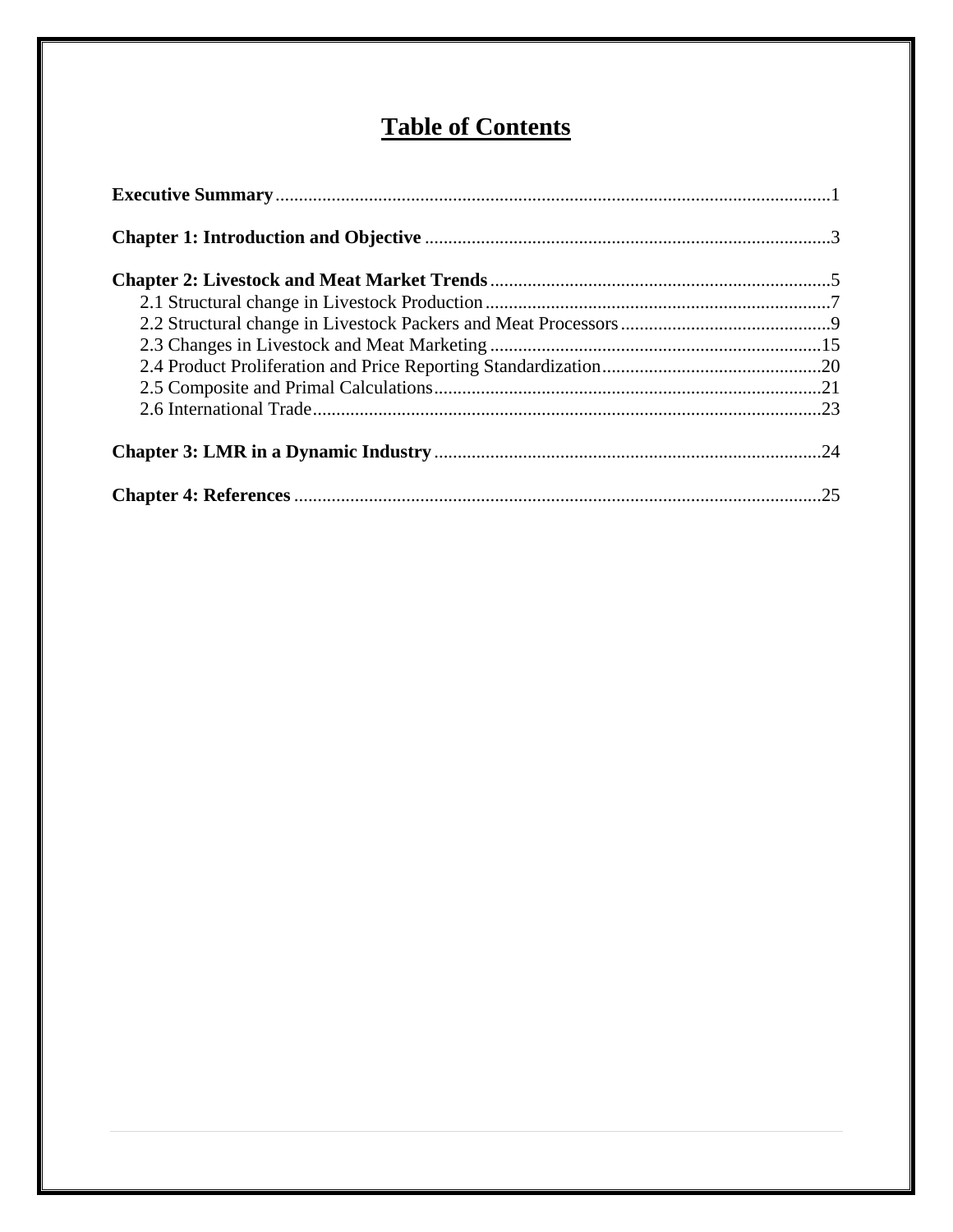# Table of Contents

**Executive Summary** .......... 1

**Chapter 1: Introduction and Objective** .......... 3

**Chapter 2: Livestock and Meat Market Trends** .......... 5

- 2.1 Structural change in Livestock Production .......... 7
- 2.2 Structural change in Livestock Packers and Meat Processors .......... 9
- 2.3 Changes in Livestock and Meat Marketing .......... 15
- 2.4 Product Proliferation and Price Reporting Standardization .......... 20
- 2.5 Composite and Primal Calculations .......... 21
- 2.6 International Trade .......... 23

**Chapter 3: LMR in a Dynamic Industry** .......... 24

**Chapter 4: References** .......... 25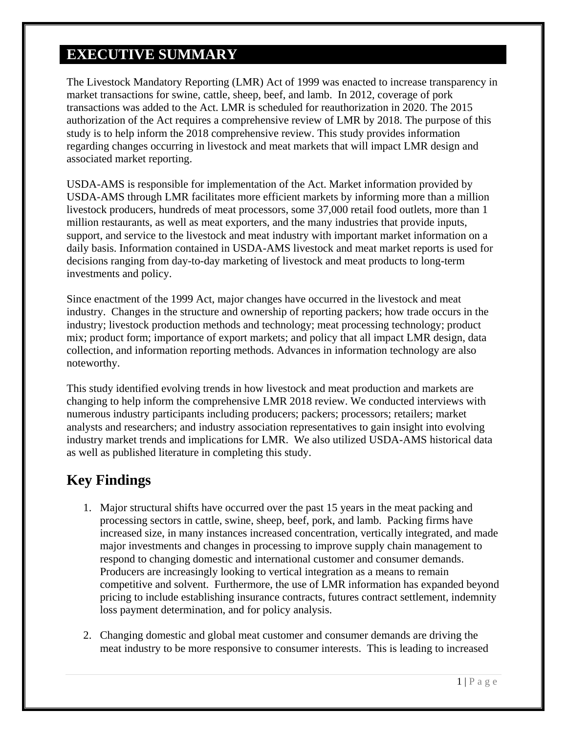# EXECUTIVE SUMMARY

The Livestock Mandatory Reporting (LMR) Act of 1999 was enacted to increase transparency in market transactions for swine, cattle, sheep, beef, and lamb. In 2012, coverage of pork transactions was added to the Act. LMR is scheduled for reauthorization in 2020. The 2015 authorization of the Act requires a comprehensive review of LMR by 2018. The purpose of this study is to help inform the 2018 comprehensive review. This study provides information regarding changes occurring in livestock and meat markets that will impact LMR design and associated market reporting.

USDA-AMS is responsible for implementation of the Act. Market information provided by USDA-AMS through LMR facilitates more efficient markets by informing more than a million livestock producers, hundreds of meat processors, some 37,000 retail food outlets, more than 1 million restaurants, as well as meat exporters, and the many industries that provide inputs, support, and service to the livestock and meat industry with important market information on a daily basis. Information contained in USDA-AMS livestock and meat market reports is used for decisions ranging from day-to-day marketing of livestock and meat products to long-term investments and policy.

Since enactment of the 1999 Act, major changes have occurred in the livestock and meat industry. Changes in the structure and ownership of reporting packers; how trade occurs in the industry; livestock production methods and technology; meat processing technology; product mix; product form; importance of export markets; and policy that all impact LMR design, data collection, and information reporting methods. Advances in information technology are also noteworthy.

This study identified evolving trends in how livestock and meat production and markets are changing to help inform the comprehensive LMR 2018 review. We conducted interviews with numerous industry participants including producers; packers; processors; retailers; market analysts and researchers; and industry association representatives to gain insight into evolving industry market trends and implications for LMR. We also utilized USDA-AMS historical data as well as published literature in completing this study.

## Key Findings

1. Major structural shifts have occurred over the past 15 years in the meat packing and processing sectors in cattle, swine, sheep, beef, pork, and lamb. Packing firms have increased size, in many instances increased concentration, vertically integrated, and made major investments and changes in processing to improve supply chain management to respond to changing domestic and international customer and consumer demands. Producers are increasingly looking to vertical integration as a means to remain competitive and solvent. Furthermore, the use of LMR information has expanded beyond pricing to include establishing insurance contracts, futures contract settlement, indemnity loss payment determination, and for policy analysis.

2. Changing domestic and global meat customer and consumer demands are driving the meat industry to be more responsive to consumer interests. This is leading to increased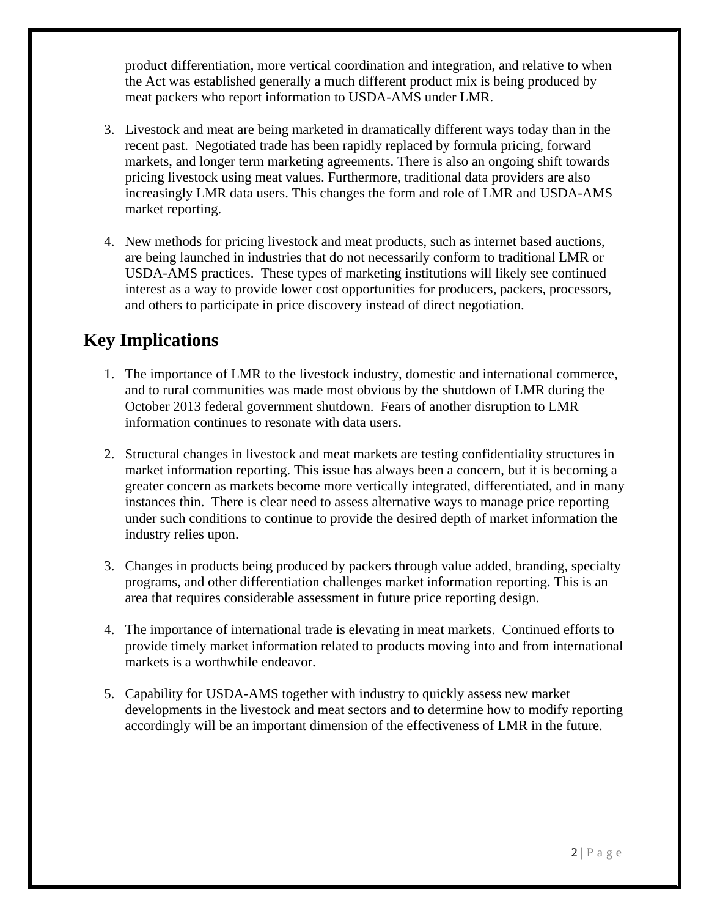product differentiation, more vertical coordination and integration, and relative to when the Act was established generally a much different product mix is being produced by meat packers who report information to USDA-AMS under LMR.

3. Livestock and meat are being marketed in dramatically different ways today than in the recent past. Negotiated trade has been rapidly replaced by formula pricing, forward markets, and longer term marketing agreements. There is also an ongoing shift towards pricing livestock using meat values. Furthermore, traditional data providers are also increasingly LMR data users. This changes the form and role of LMR and USDA-AMS market reporting.

4. New methods for pricing livestock and meat products, such as internet based auctions, are being launched in industries that do not necessarily conform to traditional LMR or USDA-AMS practices. These types of marketing institutions will likely see continued interest as a way to provide lower cost opportunities for producers, packers, processors, and others to participate in price discovery instead of direct negotiation.

## Key Implications

1. The importance of LMR to the livestock industry, domestic and international commerce, and to rural communities was made most obvious by the shutdown of LMR during the October 2013 federal government shutdown. Fears of another disruption to LMR information continues to resonate with data users.

2. Structural changes in livestock and meat markets are testing confidentiality structures in market information reporting. This issue has always been a concern, but it is becoming a greater concern as markets become more vertically integrated, differentiated, and in many instances thin. There is clear need to assess alternative ways to manage price reporting under such conditions to continue to provide the desired depth of market information the industry relies upon.

3. Changes in products being produced by packers through value added, branding, specialty programs, and other differentiation challenges market information reporting. This is an area that requires considerable assessment in future price reporting design.

4. The importance of international trade is elevating in meat markets. Continued efforts to provide timely market information related to products moving into and from international markets is a worthwhile endeavor.

5. Capability for USDA-AMS together with industry to quickly assess new market developments in the livestock and meat sectors and to determine how to modify reporting accordingly will be an important dimension of the effectiveness of LMR in the future.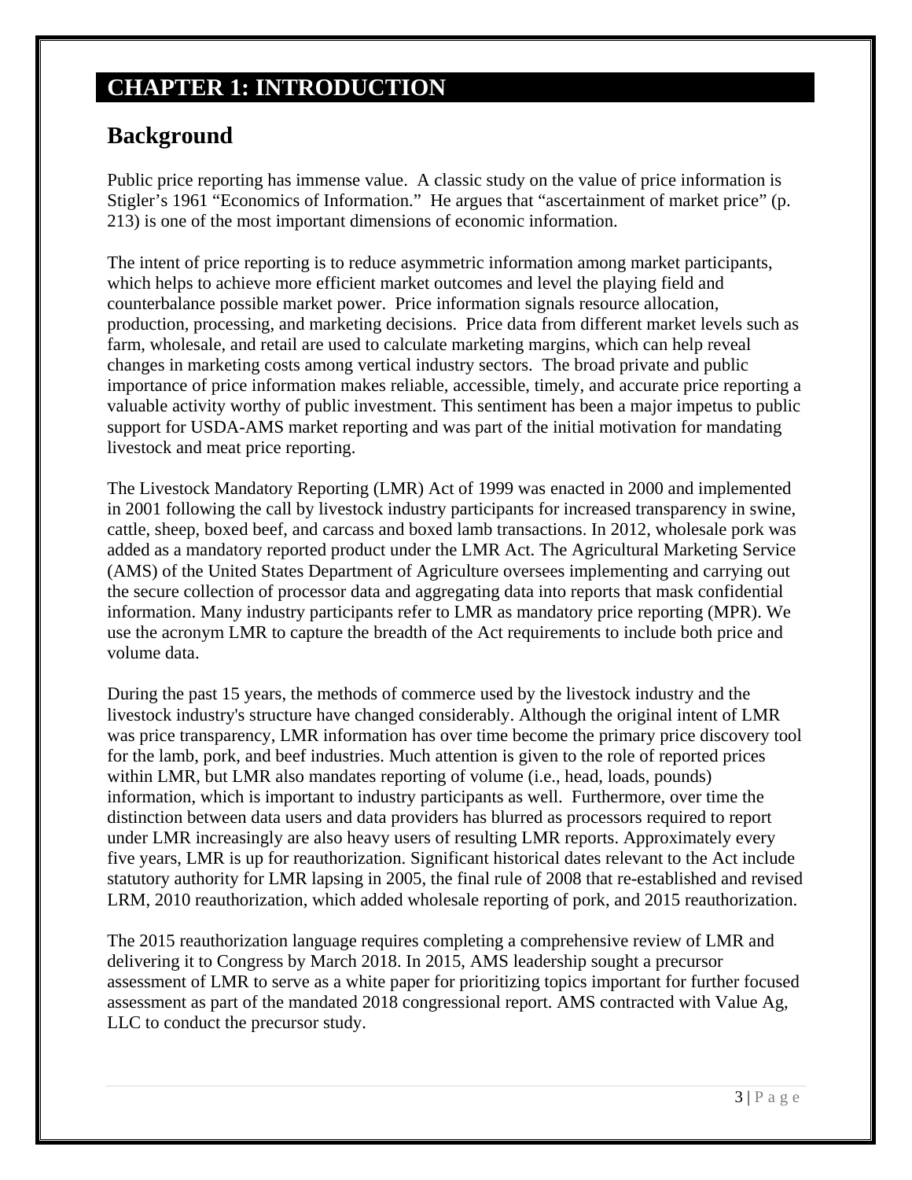# CHAPTER 1: INTRODUCTION

## Background

Public price reporting has immense value. A classic study on the value of price information is Stigler's 1961 "Economics of Information." He argues that "ascertainment of market price" (p. 213) is one of the most important dimensions of economic information.

The intent of price reporting is to reduce asymmetric information among market participants, which helps to achieve more efficient market outcomes and level the playing field and counterbalance possible market power. Price information signals resource allocation, production, processing, and marketing decisions. Price data from different market levels such as farm, wholesale, and retail are used to calculate marketing margins, which can help reveal changes in marketing costs among vertical industry sectors. The broad private and public importance of price information makes reliable, accessible, timely, and accurate price reporting a valuable activity worthy of public investment. This sentiment has been a major impetus to public support for USDA-AMS market reporting and was part of the initial motivation for mandating livestock and meat price reporting.

The Livestock Mandatory Reporting (LMR) Act of 1999 was enacted in 2000 and implemented in 2001 following the call by livestock industry participants for increased transparency in swine, cattle, sheep, boxed beef, and carcass and boxed lamb transactions. In 2012, wholesale pork was added as a mandatory reported product under the LMR Act. The Agricultural Marketing Service (AMS) of the United States Department of Agriculture oversees implementing and carrying out the secure collection of processor data and aggregating data into reports that mask confidential information. Many industry participants refer to LMR as mandatory price reporting (MPR). We use the acronym LMR to capture the breadth of the Act requirements to include both price and volume data.

During the past 15 years, the methods of commerce used by the livestock industry and the livestock industry's structure have changed considerably. Although the original intent of LMR was price transparency, LMR information has over time become the primary price discovery tool for the lamb, pork, and beef industries. Much attention is given to the role of reported prices within LMR, but LMR also mandates reporting of volume (i.e., head, loads, pounds) information, which is important to industry participants as well. Furthermore, over time the distinction between data users and data providers has blurred as processors required to report under LMR increasingly are also heavy users of resulting LMR reports. Approximately every five years, LMR is up for reauthorization. Significant historical dates relevant to the Act include statutory authority for LMR lapsing in 2005, the final rule of 2008 that re-established and revised LRM, 2010 reauthorization, which added wholesale reporting of pork, and 2015 reauthorization.

The 2015 reauthorization language requires completing a comprehensive review of LMR and delivering it to Congress by March 2018. In 2015, AMS leadership sought a precursor assessment of LMR to serve as a white paper for prioritizing topics important for further focused assessment as part of the mandated 2018 congressional report. AMS contracted with Value Ag, LLC to conduct the precursor study.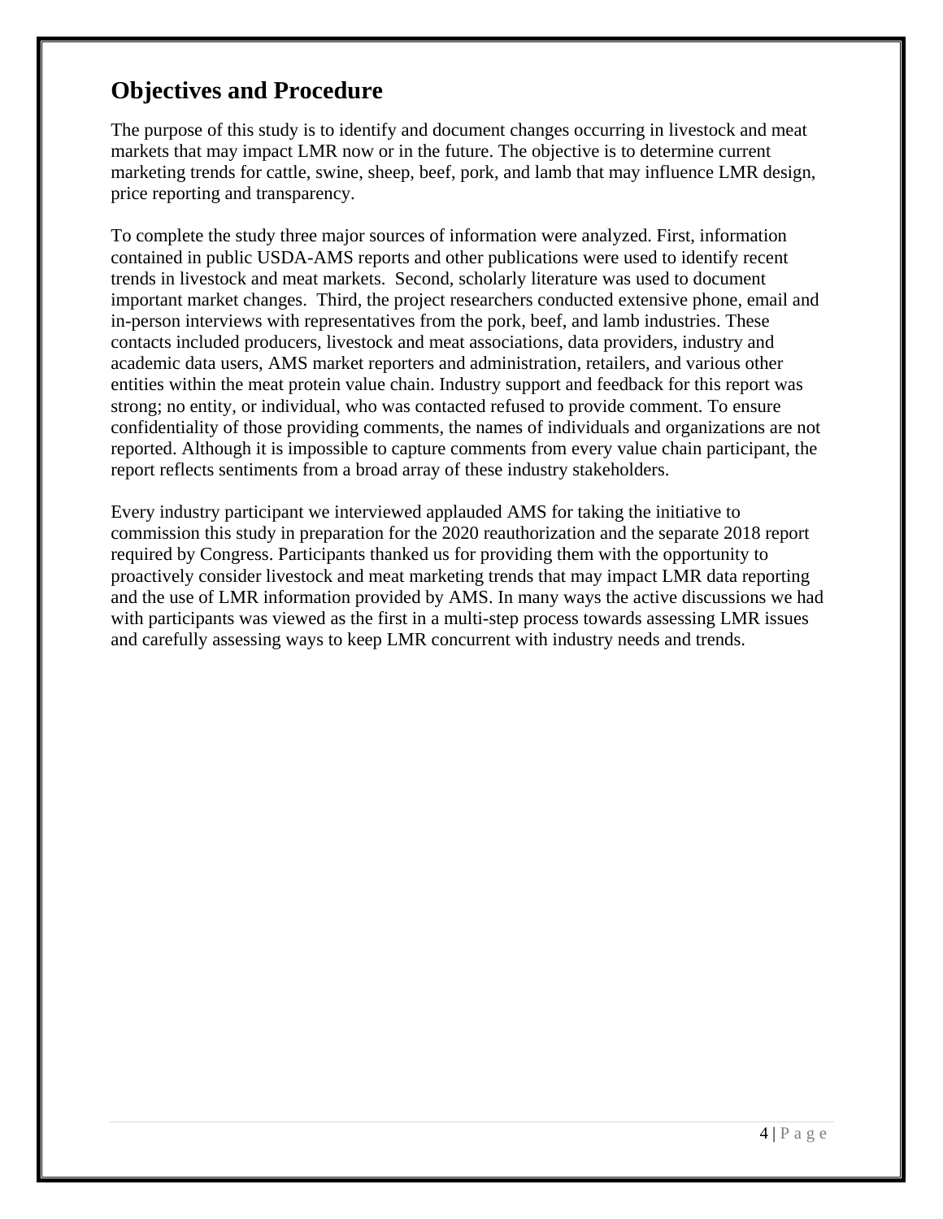## Objectives and Procedure

The purpose of this study is to identify and document changes occurring in livestock and meat markets that may impact LMR now or in the future. The objective is to determine current marketing trends for cattle, swine, sheep, beef, pork, and lamb that may influence LMR design, price reporting and transparency.

To complete the study three major sources of information were analyzed. First, information contained in public USDA-AMS reports and other publications were used to identify recent trends in livestock and meat markets. Second, scholarly literature was used to document important market changes. Third, the project researchers conducted extensive phone, email and in-person interviews with representatives from the pork, beef, and lamb industries. These contacts included producers, livestock and meat associations, data providers, industry and academic data users, AMS market reporters and administration, retailers, and various other entities within the meat protein value chain. Industry support and feedback for this report was strong; no entity, or individual, who was contacted refused to provide comment. To ensure confidentiality of those providing comments, the names of individuals and organizations are not reported. Although it is impossible to capture comments from every value chain participant, the report reflects sentiments from a broad array of these industry stakeholders.

Every industry participant we interviewed applauded AMS for taking the initiative to commission this study in preparation for the 2020 reauthorization and the separate 2018 report required by Congress. Participants thanked us for providing them with the opportunity to proactively consider livestock and meat marketing trends that may impact LMR data reporting and the use of LMR information provided by AMS. In many ways the active discussions we had with participants was viewed as the first in a multi-step process towards assessing LMR issues and carefully assessing ways to keep LMR concurrent with industry needs and trends.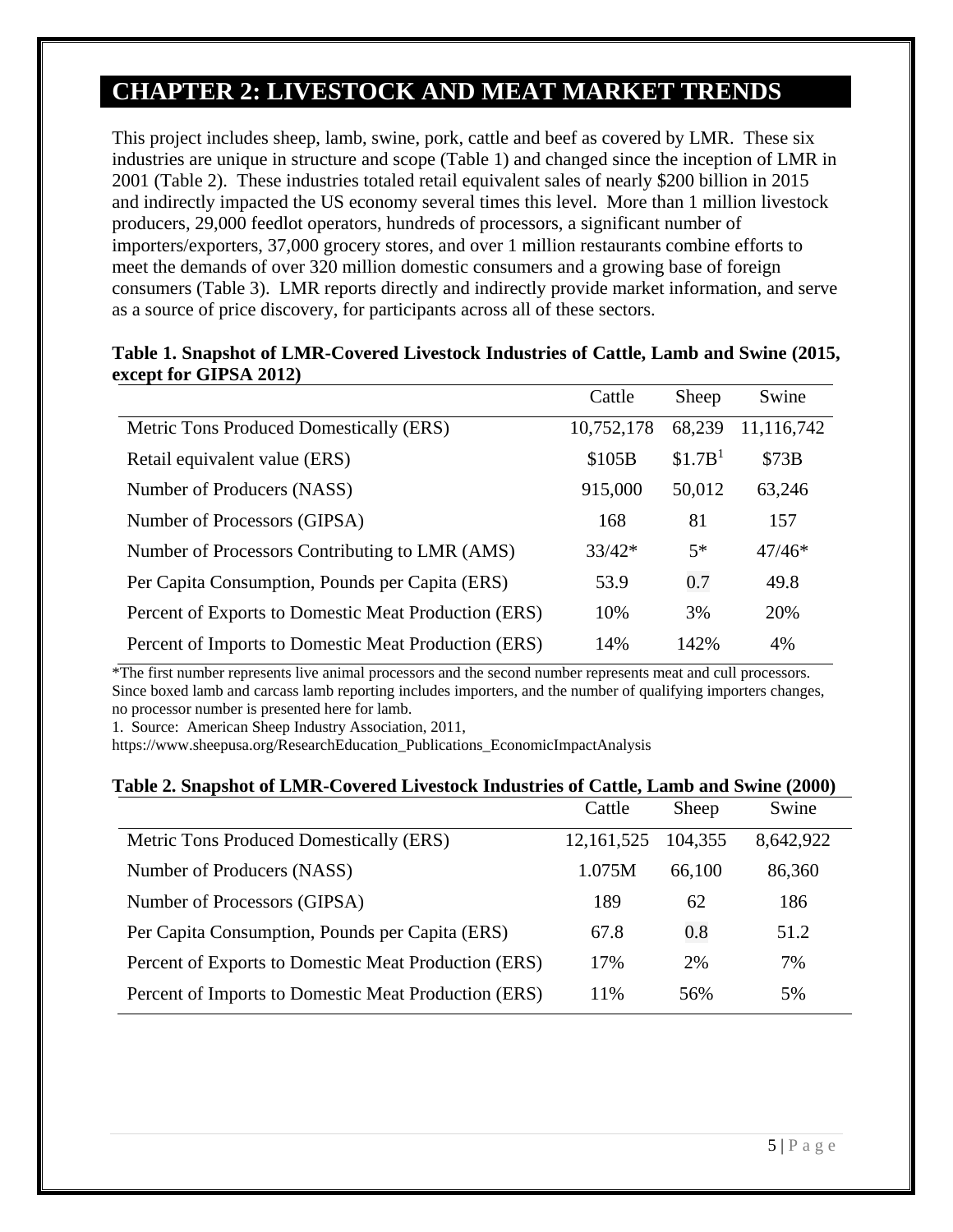# CHAPTER 2: LIVESTOCK AND MEAT MARKET TRENDS

This project includes sheep, lamb, swine, pork, cattle and beef as covered by LMR. These six industries are unique in structure and scope (Table 1) and changed since the inception of LMR in 2001 (Table 2). These industries totaled retail equivalent sales of nearly $200 billion in 2015 and indirectly impacted the US economy several times this level. More than 1 million livestock producers, 29,000 feedlot operators, hundreds of processors, a significant number of importers/exporters, 37,000 grocery stores, and over 1 million restaurants combine efforts to meet the demands of over 320 million domestic consumers and a growing base of foreign consumers (Table 3). LMR reports directly and indirectly provide market information, and serve as a source of price discovery, for participants across all of these sectors.

**Table 1. Snapshot of LMR-Covered Livestock Industries of Cattle, Lamb and Swine (2015, except for GIPSA 2012)**

| | Cattle | Sheep | Swine |
|---|---|---|---|
| Metric Tons Produced Domestically (ERS) | 10,752,178 | 68,239 | 11,116,742 |
| Retail equivalent value (ERS) | $105B | $1.7B[1] | $73B |
| Number of Producers (NASS) | 915,000 | 50,012 | 63,246 |
| Number of Processors (GIPSA) | 168 | 81 | 157 |
| Number of Processors Contributing to LMR (AMS) | 33/42* | 5* | 47/46* |
| Per Capita Consumption, Pounds per Capita (ERS) | 53.9 | 0.7 | 49.8 |
| Percent of Exports to Domestic Meat Production (ERS) | 10% | 3% | 20% |
| Percent of Imports to Domestic Meat Production (ERS) | 14% | 142% | 4% |

*The first number represents live animal processors and the second number represents meat and cull processors. Since boxed lamb and carcass lamb reporting includes importers, and the number of qualifying importers changes, no processor number is presented here for lamb.

1. Source: American Sheep Industry Association, 2011, https://www.sheepusa.org/ResearchEducation_Publications_EconomicImpactAnalysis

**Table 2. Snapshot of LMR-Covered Livestock Industries of Cattle, Lamb and Swine (2000)**

| | Cattle | Sheep | Swine |
|---|---|---|---|
| Metric Tons Produced Domestically (ERS) | 12,161,525 | 104,355 | 8,642,922 |
| Number of Producers (NASS) | 1.075M | 66,100 | 86,360 |
| Number of Processors (GIPSA) | 189 | 62 | 186 |
| Per Capita Consumption, Pounds per Capita (ERS) | 67.8 | 0.8 | 51.2 |
| Percent of Exports to Domestic Meat Production (ERS) | 17% | 2% | 7% |
| Percent of Imports to Domestic Meat Production (ERS) | 11% | 56% | 5% |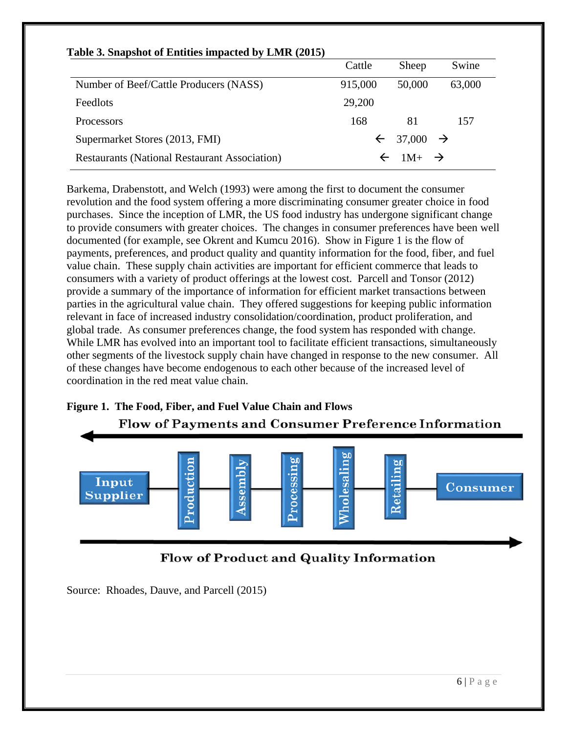**Table 3. Snapshot of Entities impacted by LMR (2015)**

| | Cattle | Sheep | Swine |
|---|---|---|---|
| Number of Beef/Cattle Producers (NASS) | 915,000 | 50,000 | 63,000 |
| Feedlots | 29,200 | | |
| Processors | 168 | 81 | 157 |
| Supermarket Stores (2013, FMI) | ← | 37,000 | → |
| Restaurants (National Restaurant Association) | ← | 1M+ | → |

Barkema, Drabenstott, and Welch (1993) were among the first to document the consumer revolution and the food system offering a more discriminating consumer greater choice in food purchases. Since the inception of LMR, the US food industry has undergone significant change to provide consumers with greater choices. The changes in consumer preferences have been well documented (for example, see Okrent and Kumcu 2016). Show in Figure 1 is the flow of payments, preferences, and product quality and quantity information for the food, fiber, and fuel value chain. These supply chain activities are important for efficient commerce that leads to consumers with a variety of product offerings at the lowest cost. Parcell and Tonsor (2012) provide a summary of the importance of information for efficient market transactions between parties in the agricultural value chain. They offered suggestions for keeping public information relevant in face of increased industry consolidation/coordination, product proliferation, and global trade. As consumer preferences change, the food system has responded with change. While LMR has evolved into an important tool to facilitate efficient transactions, simultaneously other segments of the livestock supply chain have changed in response to the new consumer. All of these changes have become endogenous to each other because of the increased level of coordination in the red meat value chain.

**Figure 1. The Food, Fiber, and Fuel Value Chain and Flows**

Flow of Payments and Consumer Preference Information ←

Input Supplier — Production — Assembly — Processing — Wholesaling — Retailing — Consumer

→ Flow of Product and Quality Information

Source: Rhoades, Dauve, and Parcell (2015)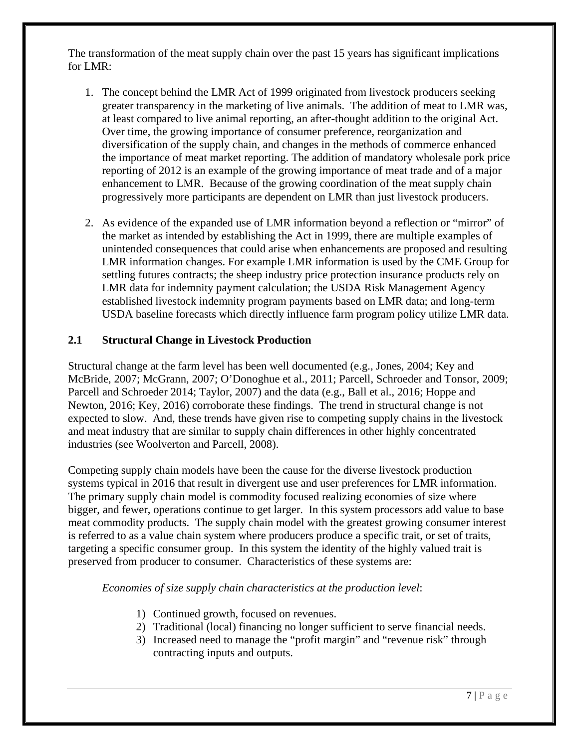The transformation of the meat supply chain over the past 15 years has significant implications for LMR:

1. The concept behind the LMR Act of 1999 originated from livestock producers seeking greater transparency in the marketing of live animals. The addition of meat to LMR was, at least compared to live animal reporting, an after-thought addition to the original Act. Over time, the growing importance of consumer preference, reorganization and diversification of the supply chain, and changes in the methods of commerce enhanced the importance of meat market reporting. The addition of mandatory wholesale pork price reporting of 2012 is an example of the growing importance of meat trade and of a major enhancement to LMR. Because of the growing coordination of the meat supply chain progressively more participants are dependent on LMR than just livestock producers.

2. As evidence of the expanded use of LMR information beyond a reflection or "mirror" of the market as intended by establishing the Act in 1999, there are multiple examples of unintended consequences that could arise when enhancements are proposed and resulting LMR information changes. For example LMR information is used by the CME Group for settling futures contracts; the sheep industry price protection insurance products rely on LMR data for indemnity payment calculation; the USDA Risk Management Agency established livestock indemnity program payments based on LMR data; and long-term USDA baseline forecasts which directly influence farm program policy utilize LMR data.

## 2.1 Structural Change in Livestock Production

Structural change at the farm level has been well documented (e.g., Jones, 2004; Key and McBride, 2007; McGrann, 2007; O'Donoghue et al., 2011; Parcell, Schroeder and Tonsor, 2009; Parcell and Schroeder 2014; Taylor, 2007) and the data (e.g., Ball et al., 2016; Hoppe and Newton, 2016; Key, 2016) corroborate these findings. The trend in structural change is not expected to slow. And, these trends have given rise to competing supply chains in the livestock and meat industry that are similar to supply chain differences in other highly concentrated industries (see Woolverton and Parcell, 2008).

Competing supply chain models have been the cause for the diverse livestock production systems typical in 2016 that result in divergent use and user preferences for LMR information. The primary supply chain model is commodity focused realizing economies of size where bigger, and fewer, operations continue to get larger. In this system processors add value to base meat commodity products. The supply chain model with the greatest growing consumer interest is referred to as a value chain system where producers produce a specific trait, or set of traits, targeting a specific consumer group. In this system the identity of the highly valued trait is preserved from producer to consumer. Characteristics of these systems are:

*Economies of size supply chain characteristics at the production level*:

1) Continued growth, focused on revenues.
2) Traditional (local) financing no longer sufficient to serve financial needs.
3) Increased need to manage the "profit margin" and "revenue risk" through contracting inputs and outputs.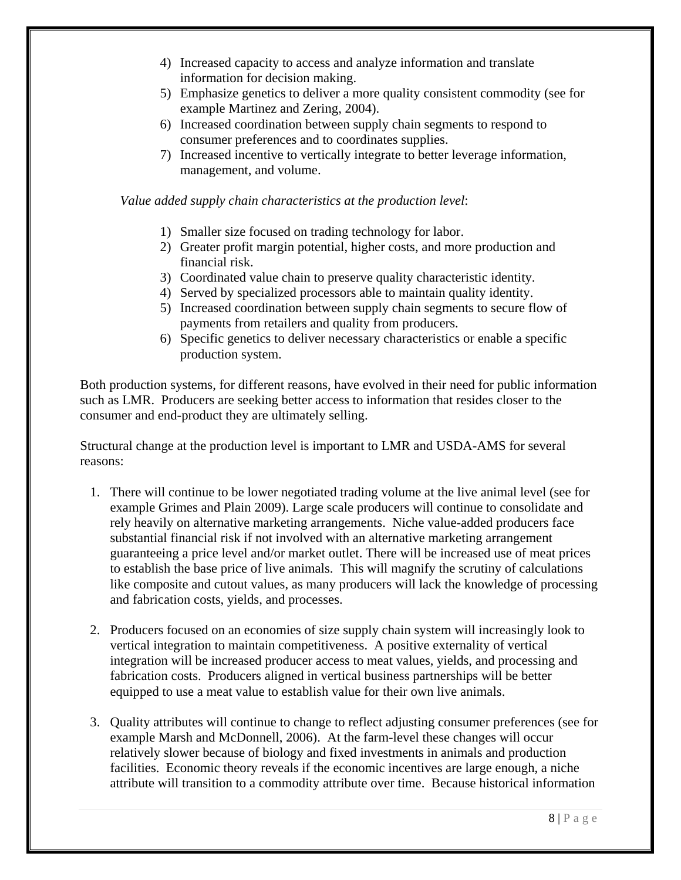4) Increased capacity to access and analyze information and translate information for decision making.
5) Emphasize genetics to deliver a more quality consistent commodity (see for example Martinez and Zering, 2004).
6) Increased coordination between supply chain segments to respond to consumer preferences and to coordinates supplies.
7) Increased incentive to vertically integrate to better leverage information, management, and volume.

*Value added supply chain characteristics at the production level*:

1) Smaller size focused on trading technology for labor.
2) Greater profit margin potential, higher costs, and more production and financial risk.
3) Coordinated value chain to preserve quality characteristic identity.
4) Served by specialized processors able to maintain quality identity.
5) Increased coordination between supply chain segments to secure flow of payments from retailers and quality from producers.
6) Specific genetics to deliver necessary characteristics or enable a specific production system.

Both production systems, for different reasons, have evolved in their need for public information such as LMR. Producers are seeking better access to information that resides closer to the consumer and end-product they are ultimately selling.

Structural change at the production level is important to LMR and USDA-AMS for several reasons:

1. There will continue to be lower negotiated trading volume at the live animal level (see for example Grimes and Plain 2009). Large scale producers will continue to consolidate and rely heavily on alternative marketing arrangements. Niche value-added producers face substantial financial risk if not involved with an alternative marketing arrangement guaranteeing a price level and/or market outlet. There will be increased use of meat prices to establish the base price of live animals. This will magnify the scrutiny of calculations like composite and cutout values, as many producers will lack the knowledge of processing and fabrication costs, yields, and processes.

2. Producers focused on an economies of size supply chain system will increasingly look to vertical integration to maintain competitiveness. A positive externality of vertical integration will be increased producer access to meat values, yields, and processing and fabrication costs. Producers aligned in vertical business partnerships will be better equipped to use a meat value to establish value for their own live animals.

3. Quality attributes will continue to change to reflect adjusting consumer preferences (see for example Marsh and McDonnell, 2006). At the farm-level these changes will occur relatively slower because of biology and fixed investments in animals and production facilities. Economic theory reveals if the economic incentives are large enough, a niche attribute will transition to a commodity attribute over time. Because historical information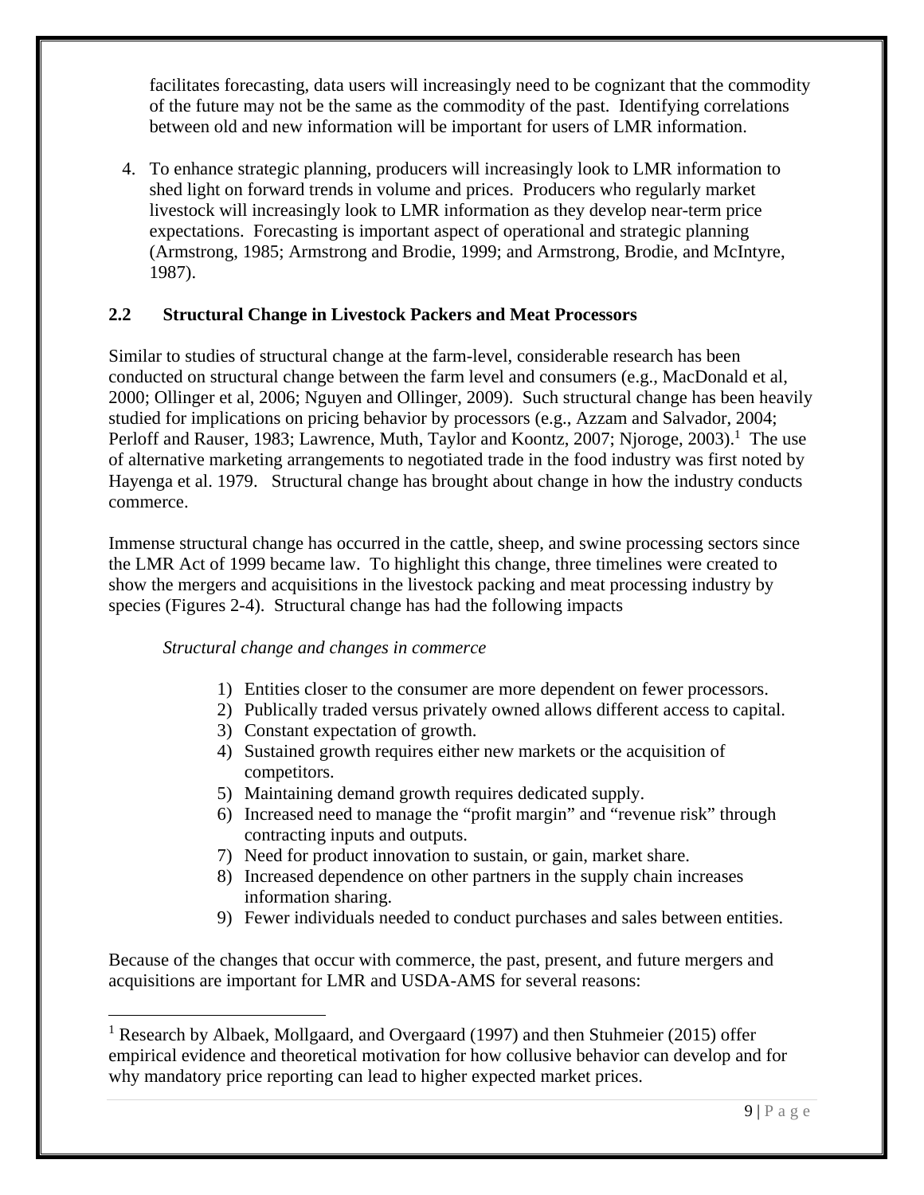facilitates forecasting, data users will increasingly need to be cognizant that the commodity of the future may not be the same as the commodity of the past. Identifying correlations between old and new information will be important for users of LMR information.

4. To enhance strategic planning, producers will increasingly look to LMR information to shed light on forward trends in volume and prices. Producers who regularly market livestock will increasingly look to LMR information as they develop near-term price expectations. Forecasting is important aspect of operational and strategic planning (Armstrong, 1985; Armstrong and Brodie, 1999; and Armstrong, Brodie, and McIntyre, 1987).

## 2.2 Structural Change in Livestock Packers and Meat Processors

Similar to studies of structural change at the farm-level, considerable research has been conducted on structural change between the farm level and consumers (e.g., MacDonald et al, 2000; Ollinger et al, 2006; Nguyen and Ollinger, 2009). Such structural change has been heavily studied for implications on pricing behavior by processors (e.g., Azzam and Salvador, 2004; Perloff and Rauser, 1983; Lawrence, Muth, Taylor and Koontz, 2007; Njoroge, 2003).[1] The use of alternative marketing arrangements to negotiated trade in the food industry was first noted by Hayenga et al. 1979. Structural change has brought about change in how the industry conducts commerce.

Immense structural change has occurred in the cattle, sheep, and swine processing sectors since the LMR Act of 1999 became law. To highlight this change, three timelines were created to show the mergers and acquisitions in the livestock packing and meat processing industry by species (Figures 2-4). Structural change has had the following impacts

*Structural change and changes in commerce*

1) Entities closer to the consumer are more dependent on fewer processors.
2) Publically traded versus privately owned allows different access to capital.
3) Constant expectation of growth.
4) Sustained growth requires either new markets or the acquisition of competitors.
5) Maintaining demand growth requires dedicated supply.
6) Increased need to manage the "profit margin" and "revenue risk" through contracting inputs and outputs.
7) Need for product innovation to sustain, or gain, market share.
8) Increased dependence on other partners in the supply chain increases information sharing.
9) Fewer individuals needed to conduct purchases and sales between entities.

Because of the changes that occur with commerce, the past, present, and future mergers and acquisitions are important for LMR and USDA-AMS for several reasons:

[1] Research by Albaek, Mollgaard, and Overgaard (1997) and then Stuhmeier (2015) offer empirical evidence and theoretical motivation for how collusive behavior can develop and for why mandatory price reporting can lead to higher expected market prices.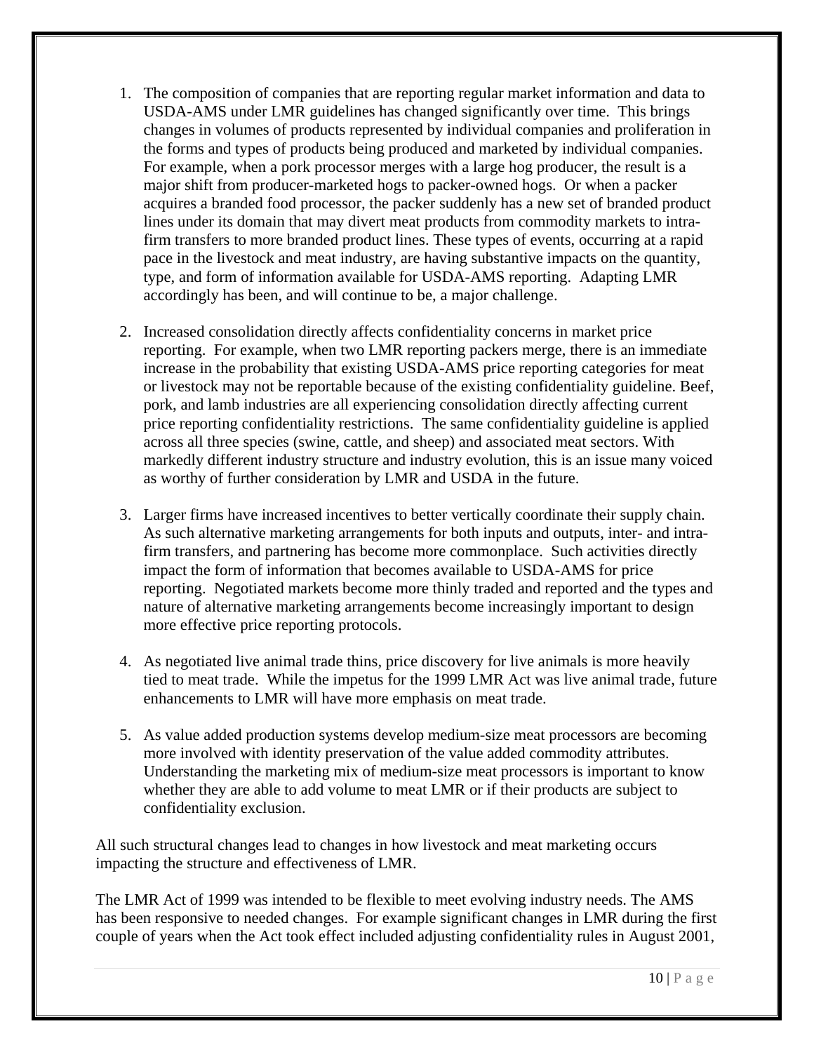1. The composition of companies that are reporting regular market information and data to USDA-AMS under LMR guidelines has changed significantly over time. This brings changes in volumes of products represented by individual companies and proliferation in the forms and types of products being produced and marketed by individual companies. For example, when a pork processor merges with a large hog producer, the result is a major shift from producer-marketed hogs to packer-owned hogs. Or when a packer acquires a branded food processor, the packer suddenly has a new set of branded product lines under its domain that may divert meat products from commodity markets to intra-firm transfers to more branded product lines. These types of events, occurring at a rapid pace in the livestock and meat industry, are having substantive impacts on the quantity, type, and form of information available for USDA-AMS reporting. Adapting LMR accordingly has been, and will continue to be, a major challenge.

2. Increased consolidation directly affects confidentiality concerns in market price reporting. For example, when two LMR reporting packers merge, there is an immediate increase in the probability that existing USDA-AMS price reporting categories for meat or livestock may not be reportable because of the existing confidentiality guideline. Beef, pork, and lamb industries are all experiencing consolidation directly affecting current price reporting confidentiality restrictions. The same confidentiality guideline is applied across all three species (swine, cattle, and sheep) and associated meat sectors. With markedly different industry structure and industry evolution, this is an issue many voiced as worthy of further consideration by LMR and USDA in the future.

3. Larger firms have increased incentives to better vertically coordinate their supply chain. As such alternative marketing arrangements for both inputs and outputs, inter- and intra-firm transfers, and partnering has become more commonplace. Such activities directly impact the form of information that becomes available to USDA-AMS for price reporting. Negotiated markets become more thinly traded and reported and the types and nature of alternative marketing arrangements become increasingly important to design more effective price reporting protocols.

4. As negotiated live animal trade thins, price discovery for live animals is more heavily tied to meat trade. While the impetus for the 1999 LMR Act was live animal trade, future enhancements to LMR will have more emphasis on meat trade.

5. As value added production systems develop medium-size meat processors are becoming more involved with identity preservation of the value added commodity attributes. Understanding the marketing mix of medium-size meat processors is important to know whether they are able to add volume to meat LMR or if their products are subject to confidentiality exclusion.

All such structural changes lead to changes in how livestock and meat marketing occurs impacting the structure and effectiveness of LMR.

The LMR Act of 1999 was intended to be flexible to meet evolving industry needs. The AMS has been responsive to needed changes. For example significant changes in LMR during the first couple of years when the Act took effect included adjusting confidentiality rules in August 2001,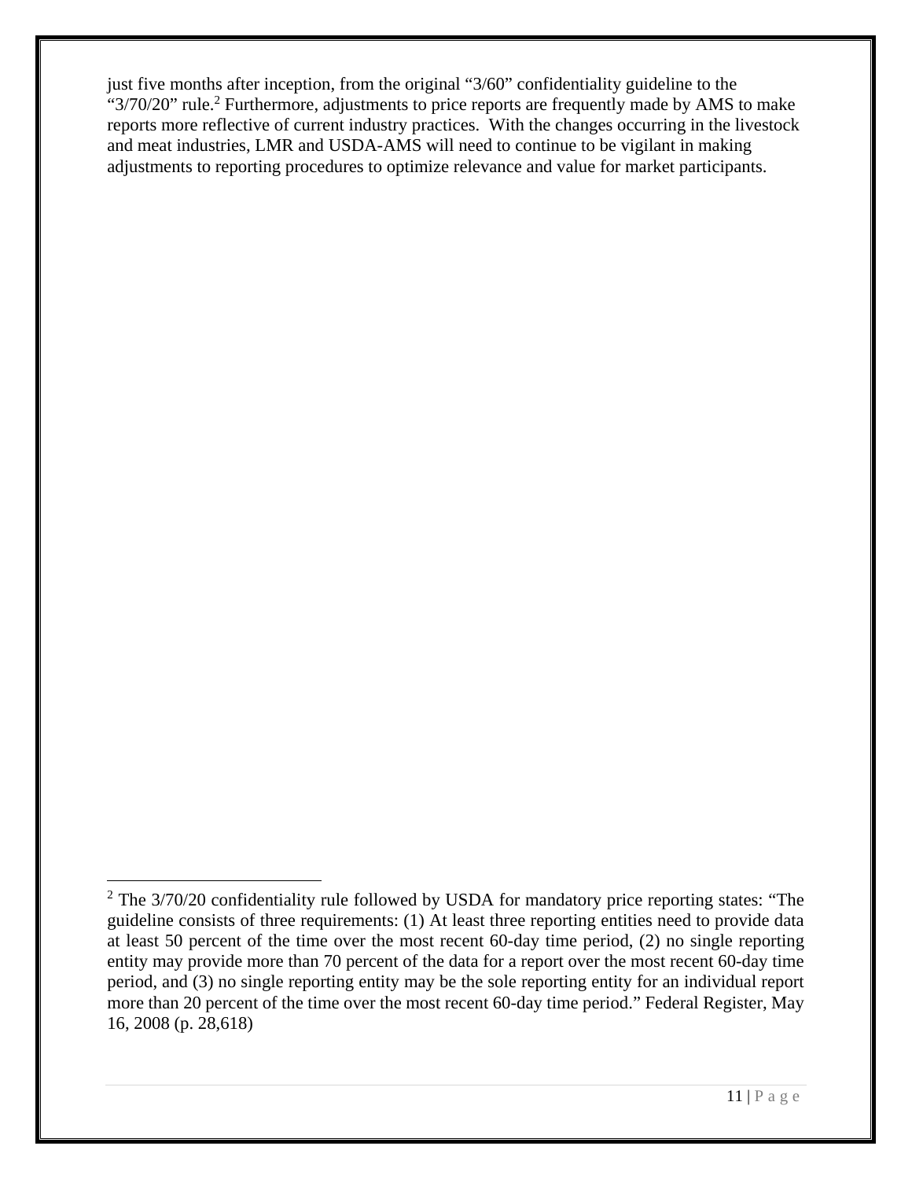just five months after inception, from the original "3/60" confidentiality guideline to the "3/70/20" rule.[2] Furthermore, adjustments to price reports are frequently made by AMS to make reports more reflective of current industry practices. With the changes occurring in the livestock and meat industries, LMR and USDA-AMS will need to continue to be vigilant in making adjustments to reporting procedures to optimize relevance and value for market participants.

---

[2] The 3/70/20 confidentiality rule followed by USDA for mandatory price reporting states: "The guideline consists of three requirements: (1) At least three reporting entities need to provide data at least 50 percent of the time over the most recent 60-day time period, (2) no single reporting entity may provide more than 70 percent of the data for a report over the most recent 60-day time period, and (3) no single reporting entity may be the sole reporting entity for an individual report more than 20 percent of the time over the most recent 60-day time period." Federal Register, May 16, 2008 (p. 28,618)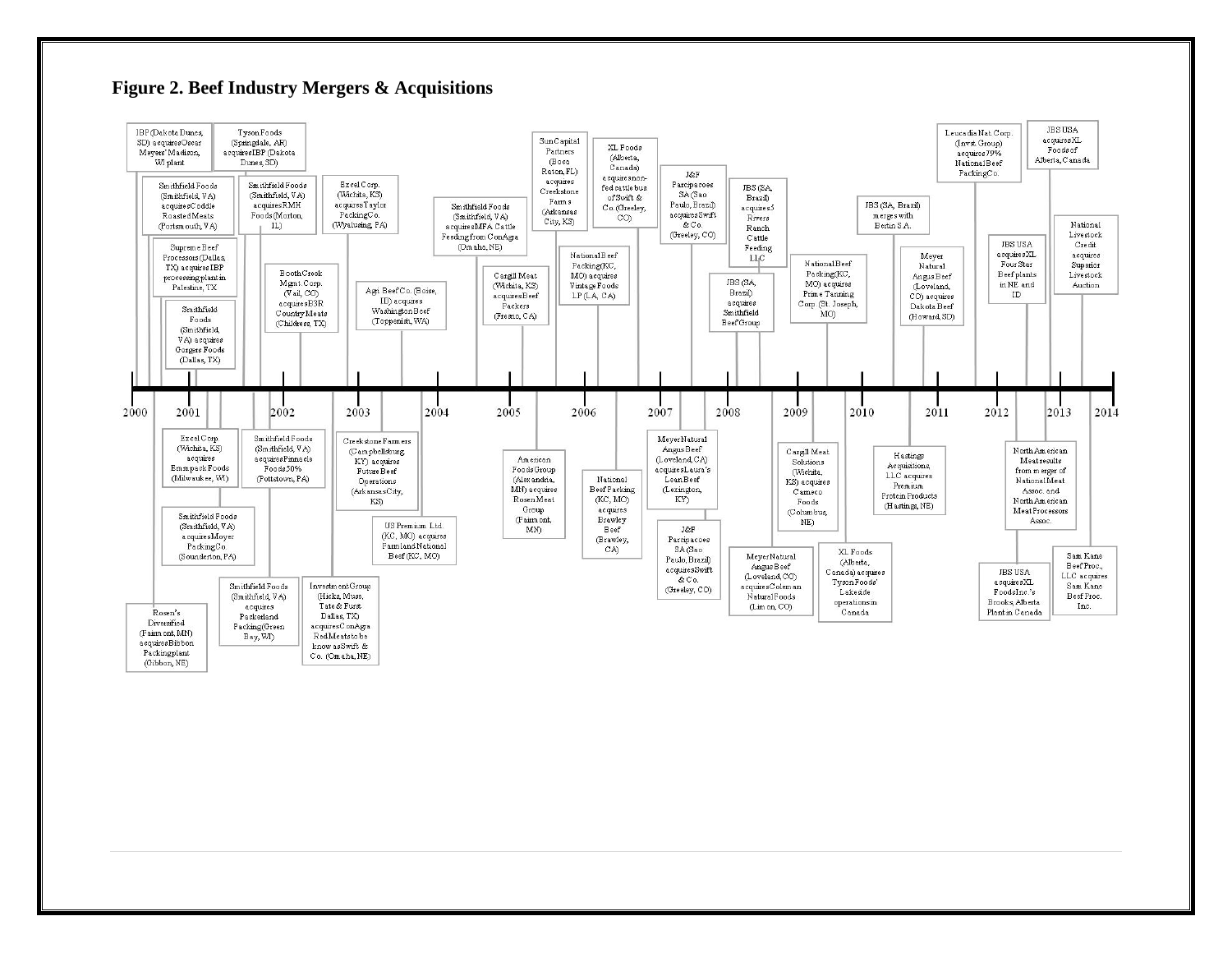**Figure 2. Beef Industry Mergers & Acquisitions**

**2000**
- IBP (Dakota Dunes, SD) acquires Oscar Meyers' Madison, WI plant
- Tyson Foods (Springdale, AR) acquires IBP (Dakota Dunes, SD)
- Smithfield Foods (Smithfield, VA) acquires Coddle Roasted Meats (Portsmouth, VA)
- Smithfield Foods (Smithfield, VA) acquires RMH Foods (Morton, IL)
- Supreme Beef Processors (Dallas, TX) acquires IBP processing plant in Palestine, TX
- Rosen's Diversified (Fairmont, MN) acquires Gibbon Packing plant (Gibbon, NE)

**2001**
- Smithfield Foods (Smithfield, VA) acquires Gorges Foods (Dallas, TX)
- Excel Corp. (Wichita, KS) acquires Emmpack Foods (Milwaukee, WI)
- Smithfield Foods (Smithfield, VA) acquires Moyer Packing Co. (Souderton, PA)
- Smithfield Foods (Smithfield, VA) acquires Pennsels Foods 50% (Pottstown, PA)
- Smithfield Foods (Smithfield, VA) acquires Packerland Packing (Green Bay, WI)

**2002**
- Excel Corp. (Wichita, KS) acquires Taylor Packing Co. (Wyalusing, PA)
- Booth Creek Mgmt. Corp. (Vail, CO) acquires B3R Country Meats (Childress, TX)
- Investment Group (Hicks, Muse, Tate & Furst Dallas, TX) acquires ConAgra Red Meats to be know as Swift & Co. (Omaha, NE)

**2003**
- Agri Beef Co. (Boise, ID) acquires Washington Beef (Toppenish, WA)
- Creekstone Farmers (Campbellsburg, KY) acquires Future Beef Operations (Arkansas City, KS)
- US Premium Ltd. (KC, MO) acquires Farmland National Beef (KC, MO)

**2004**
- Smithfield Foods (Smithfield, VA) acquires MFA Cattle Feeding from ConAgra (Omaha, NE)

**2005**
- Cargill Meat (Wichita, KS) acquires Beef Packers (Fresno, CA)
- Sun Capital Partners (Boca Raton, FL) acquires Creekstone Farms (Arkansas City, KS)
- American Foods Group (Alexandria, MN) acquires Rosen Meat Group (Fairmont, MN)

**2006**
- National Beef Packing (KC, MO) acquires Vintage Foods LP (LA, CA)
- XL Foods (Alberta, Canada) acquires non-fed cattle bus of Swift & Co. (Greeley, CO)
- National Beef Packing (KC, MO) acquires Brawley Beef (Brawley, CA)

**2007**
- J&F Participacoes SA (Sao Paulo, Brazil) acquires Swift & Co. (Greeley, CO)
- Meyer Natural Angus Beef (Loveland, CA) acquires Laura's Lean Beef (Lexington, KY)
- J&F Participacoes SA (Sao Paulo, Brazil) acquires Swift & Co. (Greeley, CO)

**2008**
- JBS (SA, Brazil) acquires 5 Rivers Ranch Cattle Feeding LLC
- JBS (SA, Brazil) acquires Smithfield Beef Group
- Meyer Natural Angus Beef (Loveland, CO) acquires Coleman Natural Foods (Limon, CO)

**2009**
- National Beef Packing (KC, MO) acquires Prime Tanning Corp. (St. Joseph, MO)
- Cargill Meat Solutions (Wichita, KS) acquires Caneco Foods (Columbus, NE)
- XL Foods (Alberta, Canada) acquires Tyson Foods' Lakeside operations in Canada

**2010**
- JBS (SA, Brazil) merges with Bertin S.A.
- Hastings Acquisitions, LLC acquires Premium Protein Products (Hastings, NE)
- Meyer Natural Angus Beef (Loveland, CO) acquires Dakota Beef (Howard, SD)

**2011**
- Leucadia Nat. Corp. (Invst. Group) acquires 79% National Beef Packing Co.

**2012**
- JBS USA acquires XL Four Star Beef plants in NE and ID
- JBS USA acquires XL Foods Inc.'s Brooks, Alberta Plant in Canada
- North American Meat results from merger of National Meat Assoc. and North American Meat Processors Assoc.
- JBS USA acquires XL Foods of Alberta, Canada

**2013**
- National Livestock Credit acquires Superior Livestock Auction
- Sam Kane Beef Proc., LLC acquires Sam Kane Beef Proc. Inc.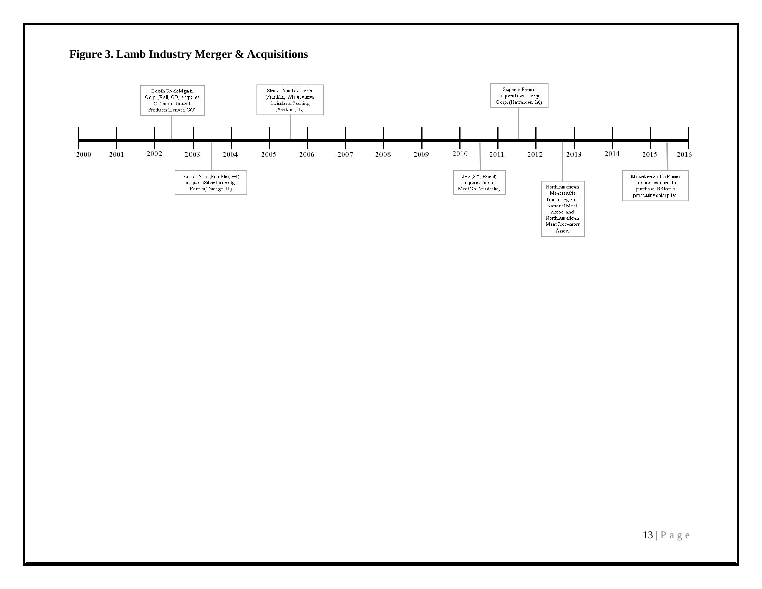**Figure 3. Lamb Industry Merger & Acquisitions**

- 2002: Booth Creek Mgmt. Corp. (Vail, CO) acquires Coleman Natural Products (Denver, CO)
- 2003: Strauss Veal (Franklin, WI) acquires Silverton Ridge Farms (Chicago, IL)
- 2005: Strauss Veal & Lamb (Franklin, WI) acquires Swissland Packing (Ashkum, IL)
- 2010: JBS (SA, Brazil) acquires Tatiara Meat Co. (Australia)
- 2011: Superior Farms acquire Iowa Lamp Corp. (Hawarden, IA)
- 2012: North American Meat results from merger of National Meat Assoc. and North American Meat Processors Assoc.
- 2015: Mountain States Rosen announces intent to purchase JBS lamb processing enterprise.

2000 | 2001 | 2002 | 2003 | 2004 | 2005 | 2006 | 2007 | 2008 | 2009 | 2010 | 2011 | 2012 | 2013 | 2014 | 2015 | 2016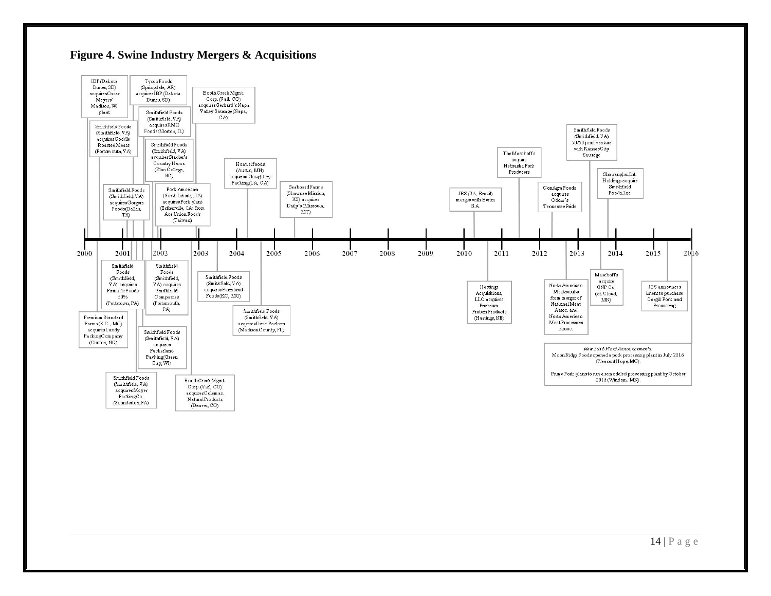**Figure 4. Swine Industry Mergers & Acquisitions**

2000 | 2001 | 2002 | 2003 | 2004 | 2005 | 2006 | 2007 | 2008 | 2009 | 2010 | 2011 | 2012 | 2013 | 2014 | 2015 | 2016

IBP (Dakota Dunes, SD) acquires Oscar Meyers' Madison, WI plant

Tyson Foods (Springdale, AR) acquires IBP (Dakota Dunes, SD)

Booth Creek Mgmt. Corp. (Vail, CO) acquires Gerhard's Napa Valley Sausage (Napa, CA)

Smithfield Foods (Smithfield, VA) acquires RMH Foods (Morton, IL)

Smithfield Foods (Smithfield, VA) acquires Coddle Roasted Meats (Portsmouth, VA)

Smithfield Foods (Smithfield, VA) acquires Stadler's Country Hams (Elon College, NC)

Hormel foods (Austin, MN) acquires Cloughtery Packing (LA, CA)

Smithfield Foods (Smithfield, VA) acquires Gorges Foods (Dallas, TX)

Pork American (North Liberty, IA) acquires Pork plant (Estherville, IA) from Ace Union Foods (Taiwan)

Seaboard Farms (Shawnee Mission, KS) acquires Daily's (Missoula, MT)

JBS (SA, Brazil) merges with Bertin S.A.

The Maschoffs acquire Nebraska Pork Producers

ConAgra Foods acquires Odom's Tennessee Pride

Smithfield Foods (Smithfield, VA) 50/50 joint venture with Kansas City Sausage

Shauanghui Int. Holdings acquire Smithfield Foods, Inc.

Smithfield Foods (Smithfield, VA) acquires Pinnacle Foods 50% (Pottstown, PA)

Smithfield Foods (Smithfield, VA) acquires Smithfield Companies (Portsmouth, PA)

Smithfield Foods (Smithfield, VA) acquires Farmland Foods (KC, MO)

Smithfield Foods (Smithfield, VA) acquires Dixie Packers (Madison County, FL)

Premium Standard Farms (K.C., MO) acquires Lundy Packing Company (Clinton, NC)

Smithfield Foods (Smithfield, VA) acquires Packerland Packing (Green Bay, WI)

Smithfield Foods (Smithfield, VA) acquires Moyer Packing Co. (Souderton, PA)

Booth Creek Mgmt. Corp. (Vail, CO) acquires Coleman Natural Products (Denver, CO)

Hastings Acquisitions, LLC acquires Premium Protein Products (Hastings, NE)

North American Meat Institute results from merger of National Meat Assoc. and North American Meat Processors Assoc.

Maschoffs acquire GNP Co. (St. Cloud, MN)

JBS announces intent to purchase Cargill Pork and Processing

*New 2016 Plant Announcements:*
Moon Ridge Foods opened a pork processing plant in July 2016 (Pleasant Hope, MO)

Prime Pork plans to run a remodeled processing plant by October 2016 (Windom, MN)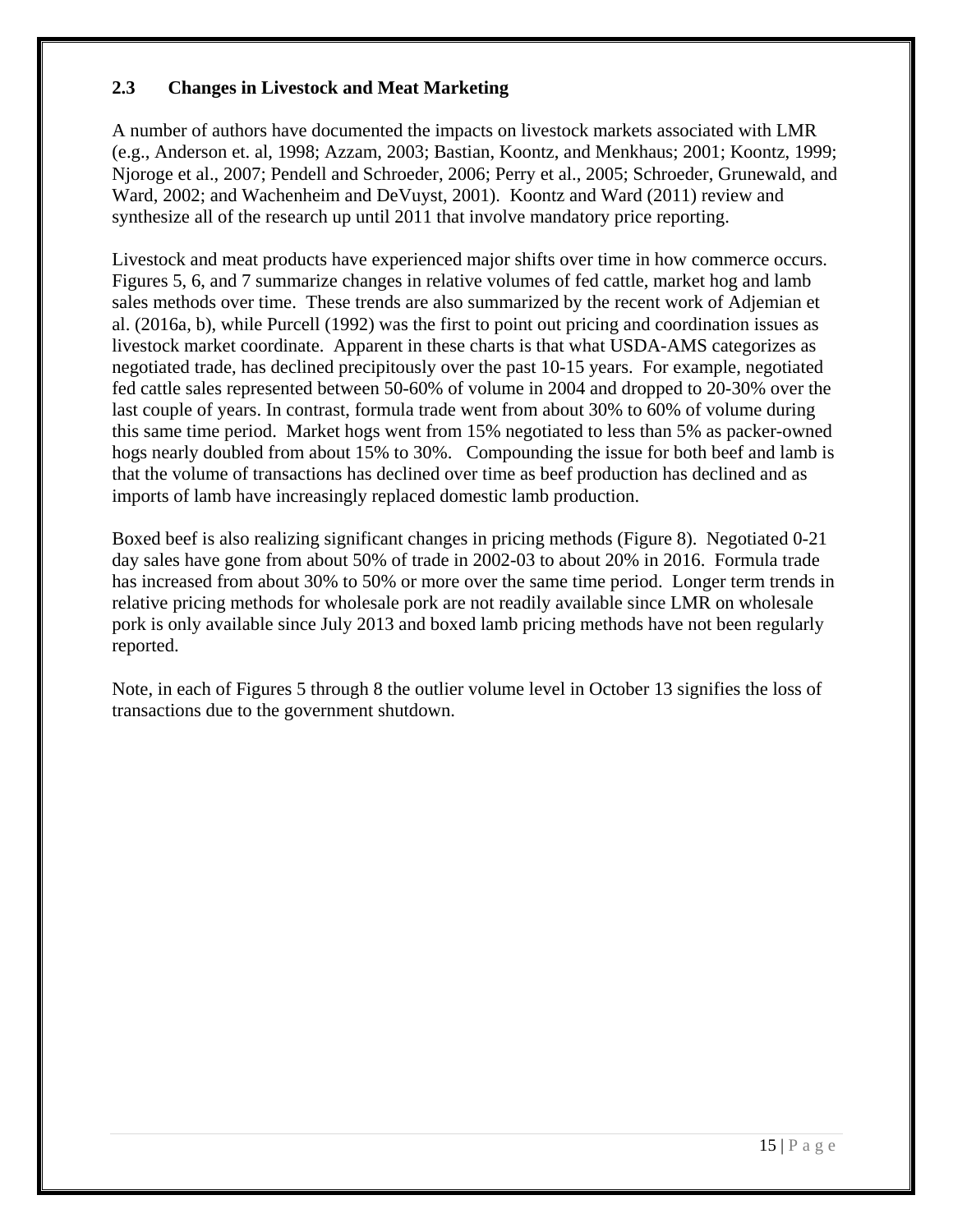## 2.3 Changes in Livestock and Meat Marketing

A number of authors have documented the impacts on livestock markets associated with LMR (e.g., Anderson et. al, 1998; Azzam, 2003; Bastian, Koontz, and Menkhaus; 2001; Koontz, 1999; Njoroge et al., 2007; Pendell and Schroeder, 2006; Perry et al., 2005; Schroeder, Grunewald, and Ward, 2002; and Wachenheim and DeVuyst, 2001). Koontz and Ward (2011) review and synthesize all of the research up until 2011 that involve mandatory price reporting.

Livestock and meat products have experienced major shifts over time in how commerce occurs. Figures 5, 6, and 7 summarize changes in relative volumes of fed cattle, market hog and lamb sales methods over time. These trends are also summarized by the recent work of Adjemian et al. (2016a, b), while Purcell (1992) was the first to point out pricing and coordination issues as livestock market coordinate. Apparent in these charts is that what USDA-AMS categorizes as negotiated trade, has declined precipitously over the past 10-15 years. For example, negotiated fed cattle sales represented between 50-60% of volume in 2004 and dropped to 20-30% over the last couple of years. In contrast, formula trade went from about 30% to 60% of volume during this same time period. Market hogs went from 15% negotiated to less than 5% as packer-owned hogs nearly doubled from about 15% to 30%. Compounding the issue for both beef and lamb is that the volume of transactions has declined over time as beef production has declined and as imports of lamb have increasingly replaced domestic lamb production.

Boxed beef is also realizing significant changes in pricing methods (Figure 8). Negotiated 0-21 day sales have gone from about 50% of trade in 2002-03 to about 20% in 2016. Formula trade has increased from about 30% to 50% or more over the same time period. Longer term trends in relative pricing methods for wholesale pork are not readily available since LMR on wholesale pork is only available since July 2013 and boxed lamb pricing methods have not been regularly reported.

Note, in each of Figures 5 through 8 the outlier volume level in October 13 signifies the loss of transactions due to the government shutdown.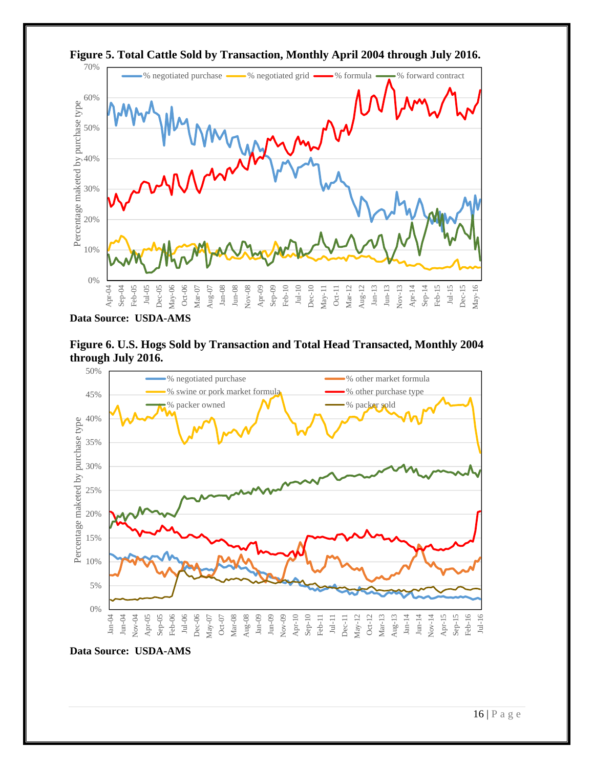**Figure 5. Total Cattle Sold by Transaction, Monthly April 2004 through July 2016.**

**Data Source: USDA-AMS**

**Figure 6. U.S. Hogs Sold by Transaction and Total Head Transacted, Monthly 2004 through July 2016.**

**Data Source: USDA-AMS**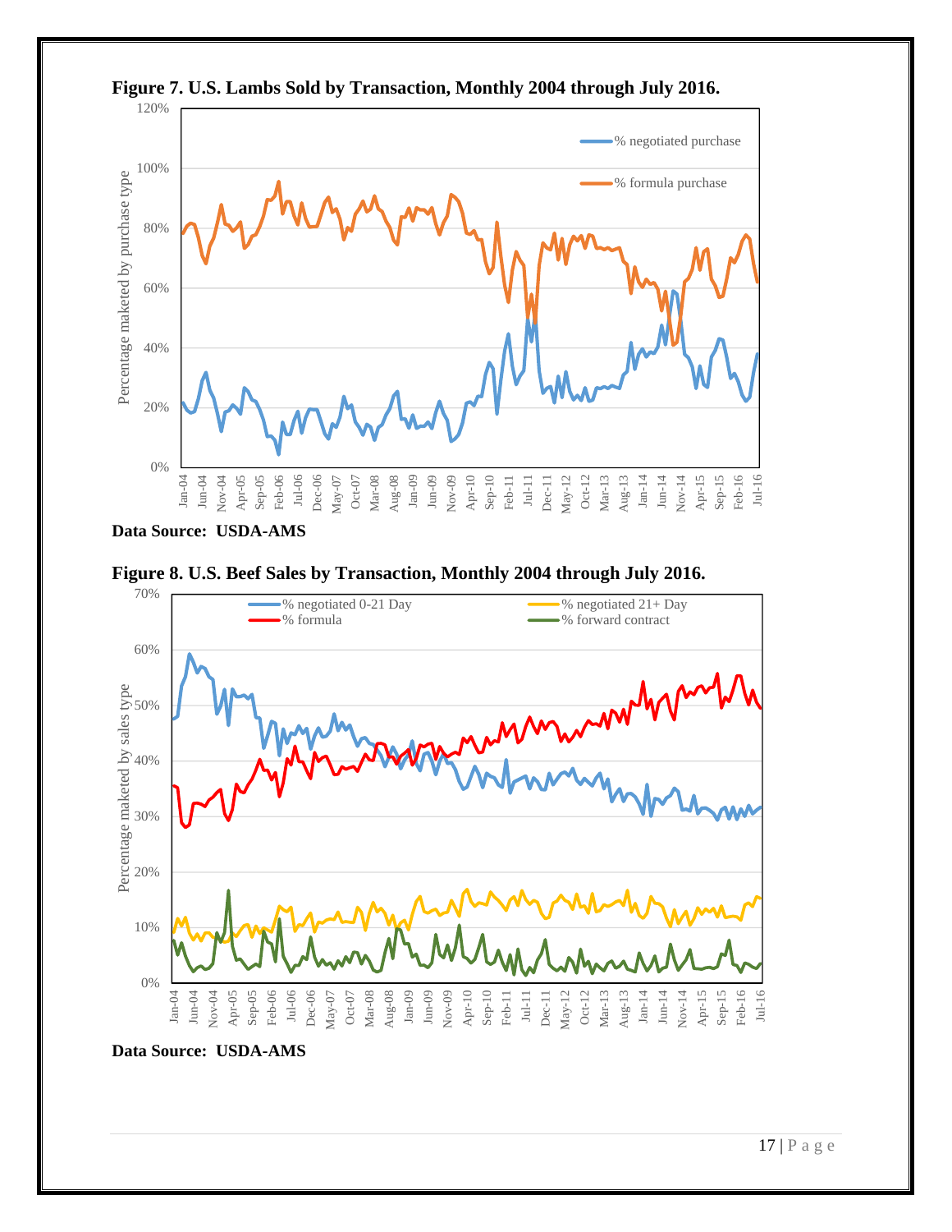**Figure 7. U.S. Lambs Sold by Transaction, Monthly 2004 through July 2016.**

Data Source: USDA-AMS

**Figure 8. U.S. Beef Sales by Transaction, Monthly 2004 through July 2016.**

Data Source: USDA-AMS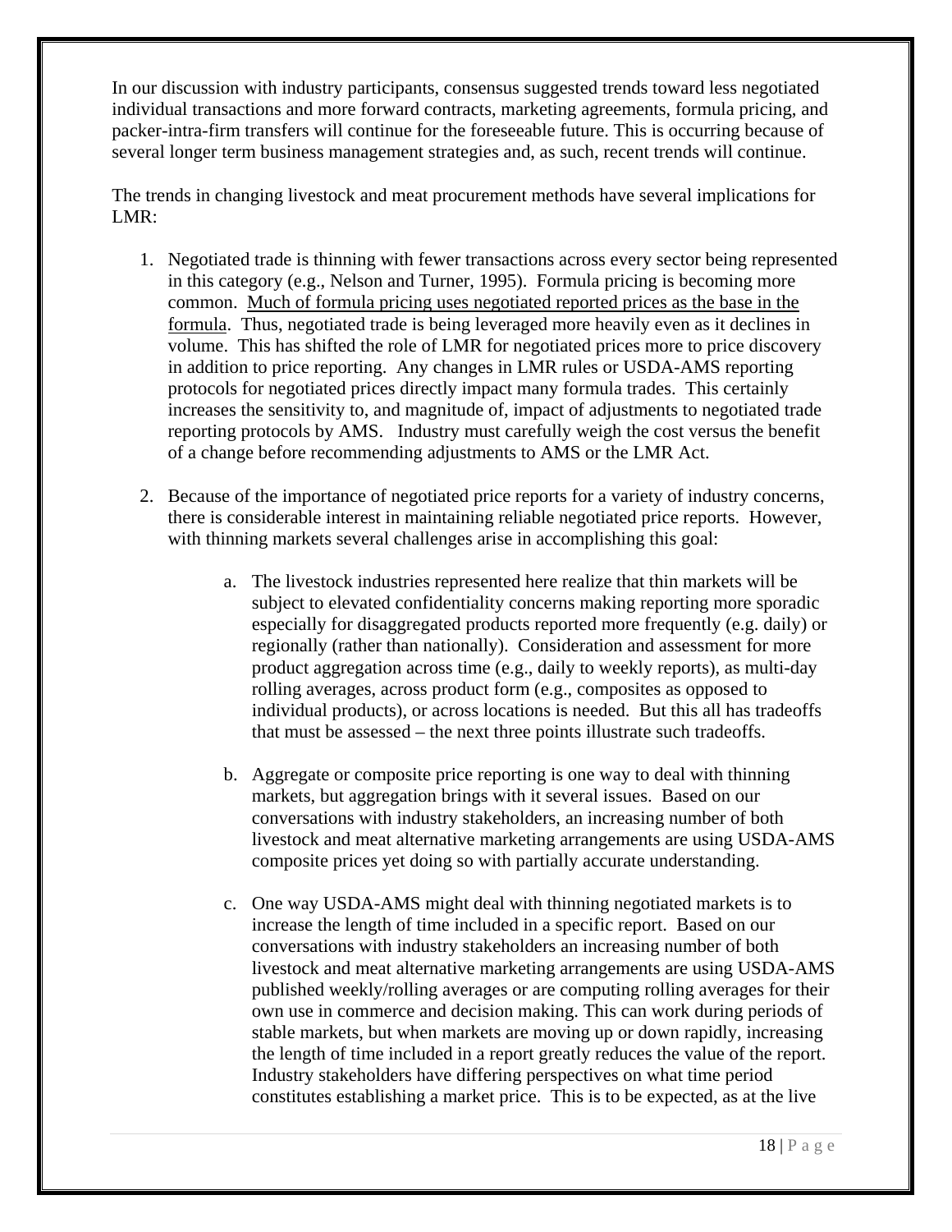In our discussion with industry participants, consensus suggested trends toward less negotiated individual transactions and more forward contracts, marketing agreements, formula pricing, and packer-intra-firm transfers will continue for the foreseeable future. This is occurring because of several longer term business management strategies and, as such, recent trends will continue.

The trends in changing livestock and meat procurement methods have several implications for LMR:

1. Negotiated trade is thinning with fewer transactions across every sector being represented in this category (e.g., Nelson and Turner, 1995). Formula pricing is becoming more common. <u>Much of formula pricing uses negotiated reported prices as the base in the formula</u>. Thus, negotiated trade is being leveraged more heavily even as it declines in volume. This has shifted the role of LMR for negotiated prices more to price discovery in addition to price reporting. Any changes in LMR rules or USDA-AMS reporting protocols for negotiated prices directly impact many formula trades. This certainly increases the sensitivity to, and magnitude of, impact of adjustments to negotiated trade reporting protocols by AMS. Industry must carefully weigh the cost versus the benefit of a change before recommending adjustments to AMS or the LMR Act.

2. Because of the importance of negotiated price reports for a variety of industry concerns, there is considerable interest in maintaining reliable negotiated price reports. However, with thinning markets several challenges arise in accomplishing this goal:

    a. The livestock industries represented here realize that thin markets will be subject to elevated confidentiality concerns making reporting more sporadic especially for disaggregated products reported more frequently (e.g. daily) or regionally (rather than nationally). Consideration and assessment for more product aggregation across time (e.g., daily to weekly reports), as multi-day rolling averages, across product form (e.g., composites as opposed to individual products), or across locations is needed. But this all has tradeoffs that must be assessed – the next three points illustrate such tradeoffs.

    b. Aggregate or composite price reporting is one way to deal with thinning markets, but aggregation brings with it several issues. Based on our conversations with industry stakeholders, an increasing number of both livestock and meat alternative marketing arrangements are using USDA-AMS composite prices yet doing so with partially accurate understanding.

    c. One way USDA-AMS might deal with thinning negotiated markets is to increase the length of time included in a specific report. Based on our conversations with industry stakeholders an increasing number of both livestock and meat alternative marketing arrangements are using USDA-AMS published weekly/rolling averages or are computing rolling averages for their own use in commerce and decision making. This can work during periods of stable markets, but when markets are moving up or down rapidly, increasing the length of time included in a report greatly reduces the value of the report. Industry stakeholders have differing perspectives on what time period constitutes establishing a market price. This is to be expected, as at the live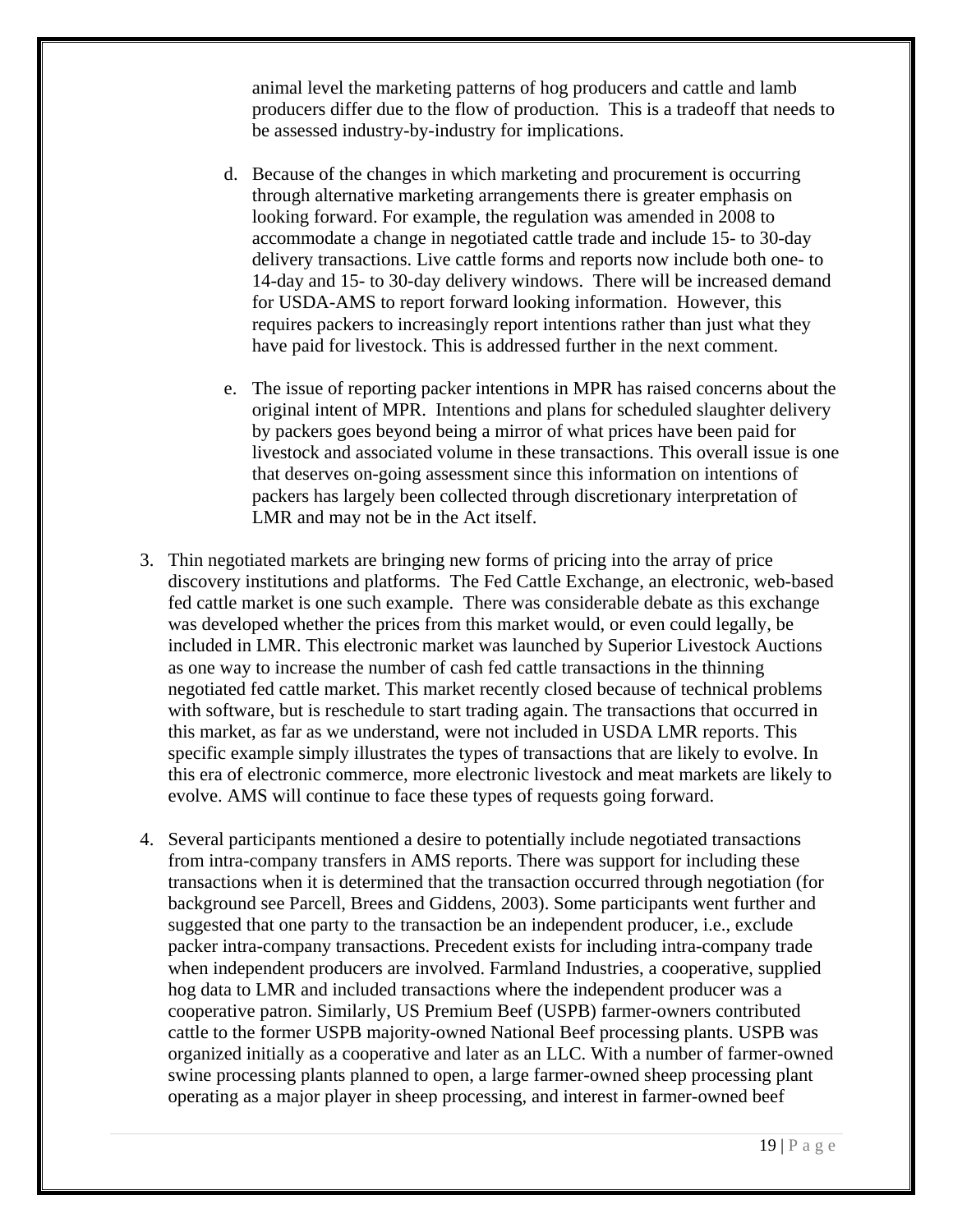animal level the marketing patterns of hog producers and cattle and lamb producers differ due to the flow of production. This is a tradeoff that needs to be assessed industry-by-industry for implications.

   d. Because of the changes in which marketing and procurement is occurring through alternative marketing arrangements there is greater emphasis on looking forward. For example, the regulation was amended in 2008 to accommodate a change in negotiated cattle trade and include 15- to 30-day delivery transactions. Live cattle forms and reports now include both one- to 14-day and 15- to 30-day delivery windows. There will be increased demand for USDA-AMS to report forward looking information. However, this requires packers to increasingly report intentions rather than just what they have paid for livestock. This is addressed further in the next comment.

   e. The issue of reporting packer intentions in MPR has raised concerns about the original intent of MPR. Intentions and plans for scheduled slaughter delivery by packers goes beyond being a mirror of what prices have been paid for livestock and associated volume in these transactions. This overall issue is one that deserves on-going assessment since this information on intentions of packers has largely been collected through discretionary interpretation of LMR and may not be in the Act itself.

3. Thin negotiated markets are bringing new forms of pricing into the array of price discovery institutions and platforms. The Fed Cattle Exchange, an electronic, web-based fed cattle market is one such example. There was considerable debate as this exchange was developed whether the prices from this market would, or even could legally, be included in LMR. This electronic market was launched by Superior Livestock Auctions as one way to increase the number of cash fed cattle transactions in the thinning negotiated fed cattle market. This market recently closed because of technical problems with software, but is reschedule to start trading again. The transactions that occurred in this market, as far as we understand, were not included in USDA LMR reports. This specific example simply illustrates the types of transactions that are likely to evolve. In this era of electronic commerce, more electronic livestock and meat markets are likely to evolve. AMS will continue to face these types of requests going forward.

4. Several participants mentioned a desire to potentially include negotiated transactions from intra-company transfers in AMS reports. There was support for including these transactions when it is determined that the transaction occurred through negotiation (for background see Parcell, Brees and Giddens, 2003). Some participants went further and suggested that one party to the transaction be an independent producer, i.e., exclude packer intra-company transactions. Precedent exists for including intra-company trade when independent producers are involved. Farmland Industries, a cooperative, supplied hog data to LMR and included transactions where the independent producer was a cooperative patron. Similarly, US Premium Beef (USPB) farmer-owners contributed cattle to the former USPB majority-owned National Beef processing plants. USPB was organized initially as a cooperative and later as an LLC. With a number of farmer-owned swine processing plants planned to open, a large farmer-owned sheep processing plant operating as a major player in sheep processing, and interest in farmer-owned beef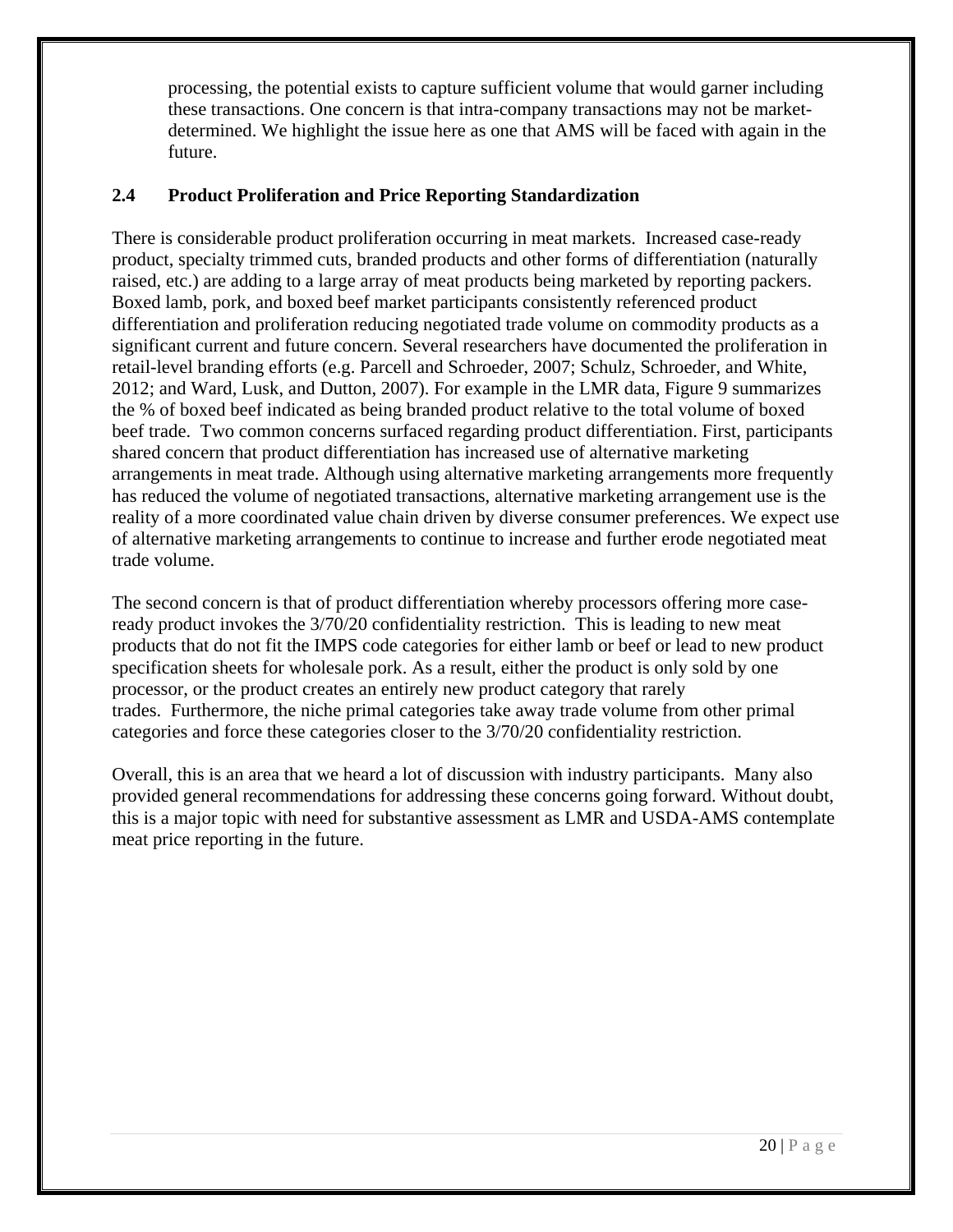processing, the potential exists to capture sufficient volume that would garner including these transactions. One concern is that intra-company transactions may not be market-determined. We highlight the issue here as one that AMS will be faced with again in the future.

## 2.4 Product Proliferation and Price Reporting Standardization

There is considerable product proliferation occurring in meat markets. Increased case-ready product, specialty trimmed cuts, branded products and other forms of differentiation (naturally raised, etc.) are adding to a large array of meat products being marketed by reporting packers. Boxed lamb, pork, and boxed beef market participants consistently referenced product differentiation and proliferation reducing negotiated trade volume on commodity products as a significant current and future concern. Several researchers have documented the proliferation in retail-level branding efforts (e.g. Parcell and Schroeder, 2007; Schulz, Schroeder, and White, 2012; and Ward, Lusk, and Dutton, 2007). For example in the LMR data, Figure 9 summarizes the % of boxed beef indicated as being branded product relative to the total volume of boxed beef trade. Two common concerns surfaced regarding product differentiation. First, participants shared concern that product differentiation has increased use of alternative marketing arrangements in meat trade. Although using alternative marketing arrangements more frequently has reduced the volume of negotiated transactions, alternative marketing arrangement use is the reality of a more coordinated value chain driven by diverse consumer preferences. We expect use of alternative marketing arrangements to continue to increase and further erode negotiated meat trade volume.

The second concern is that of product differentiation whereby processors offering more case-ready product invokes the 3/70/20 confidentiality restriction. This is leading to new meat products that do not fit the IMPS code categories for either lamb or beef or lead to new product specification sheets for wholesale pork. As a result, either the product is only sold by one processor, or the product creates an entirely new product category that rarely trades. Furthermore, the niche primal categories take away trade volume from other primal categories and force these categories closer to the 3/70/20 confidentiality restriction.

Overall, this is an area that we heard a lot of discussion with industry participants. Many also provided general recommendations for addressing these concerns going forward. Without doubt, this is a major topic with need for substantive assessment as LMR and USDA-AMS contemplate meat price reporting in the future.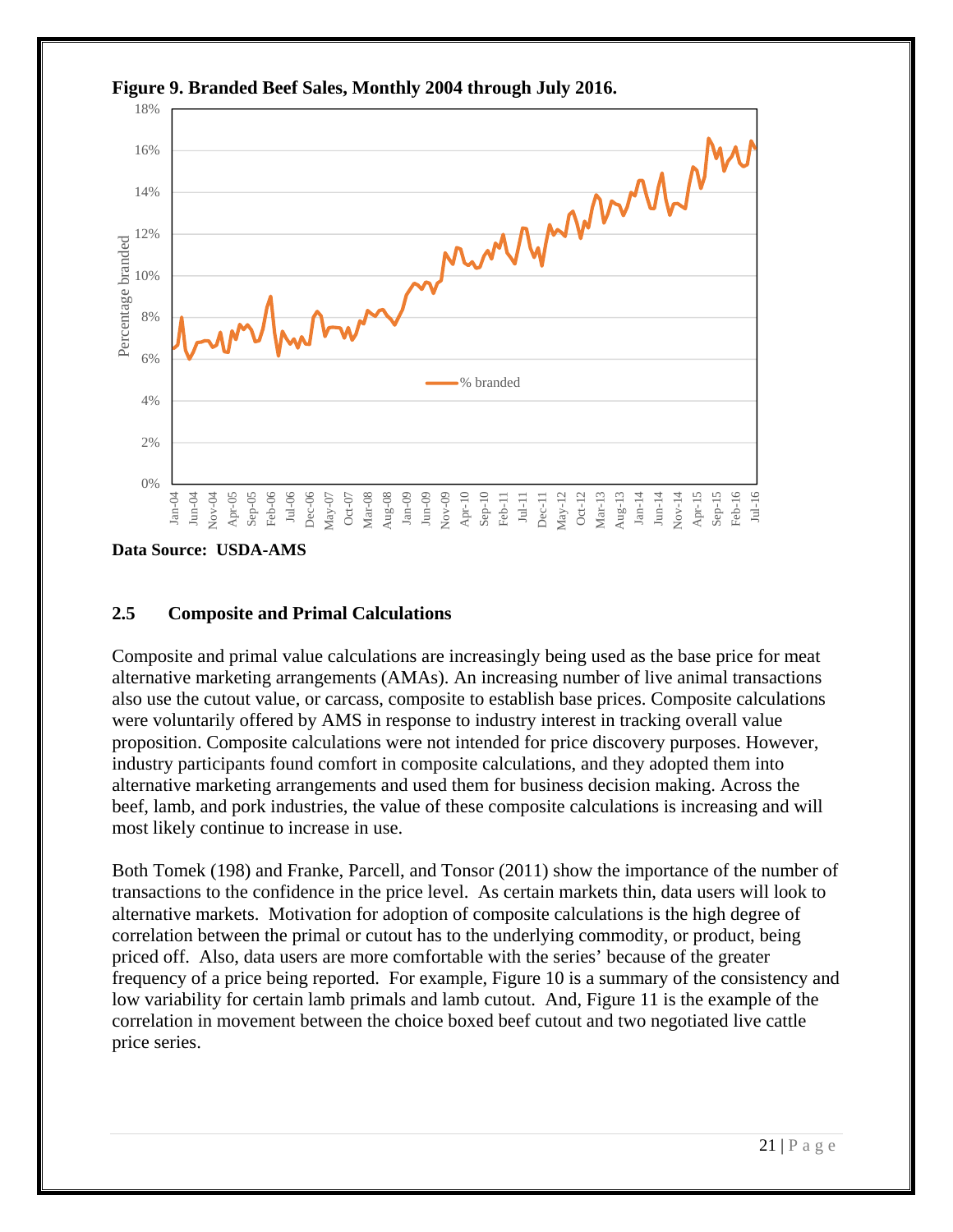**Figure 9. Branded Beef Sales, Monthly 2004 through July 2016.**

**Data Source: USDA-AMS**

## 2.5 Composite and Primal Calculations

Composite and primal value calculations are increasingly being used as the base price for meat alternative marketing arrangements (AMAs). An increasing number of live animal transactions also use the cutout value, or carcass, composite to establish base prices. Composite calculations were voluntarily offered by AMS in response to industry interest in tracking overall value proposition. Composite calculations were not intended for price discovery purposes. However, industry participants found comfort in composite calculations, and they adopted them into alternative marketing arrangements and used them for business decision making. Across the beef, lamb, and pork industries, the value of these composite calculations is increasing and will most likely continue to increase in use.

Both Tomek (198) and Franke, Parcell, and Tonsor (2011) show the importance of the number of transactions to the confidence in the price level. As certain markets thin, data users will look to alternative markets. Motivation for adoption of composite calculations is the high degree of correlation between the primal or cutout has to the underlying commodity, or product, being priced off. Also, data users are more comfortable with the series' because of the greater frequency of a price being reported. For example, Figure 10 is a summary of the consistency and low variability for certain lamb primals and lamb cutout. And, Figure 11 is the example of the correlation in movement between the choice boxed beef cutout and two negotiated live cattle price series.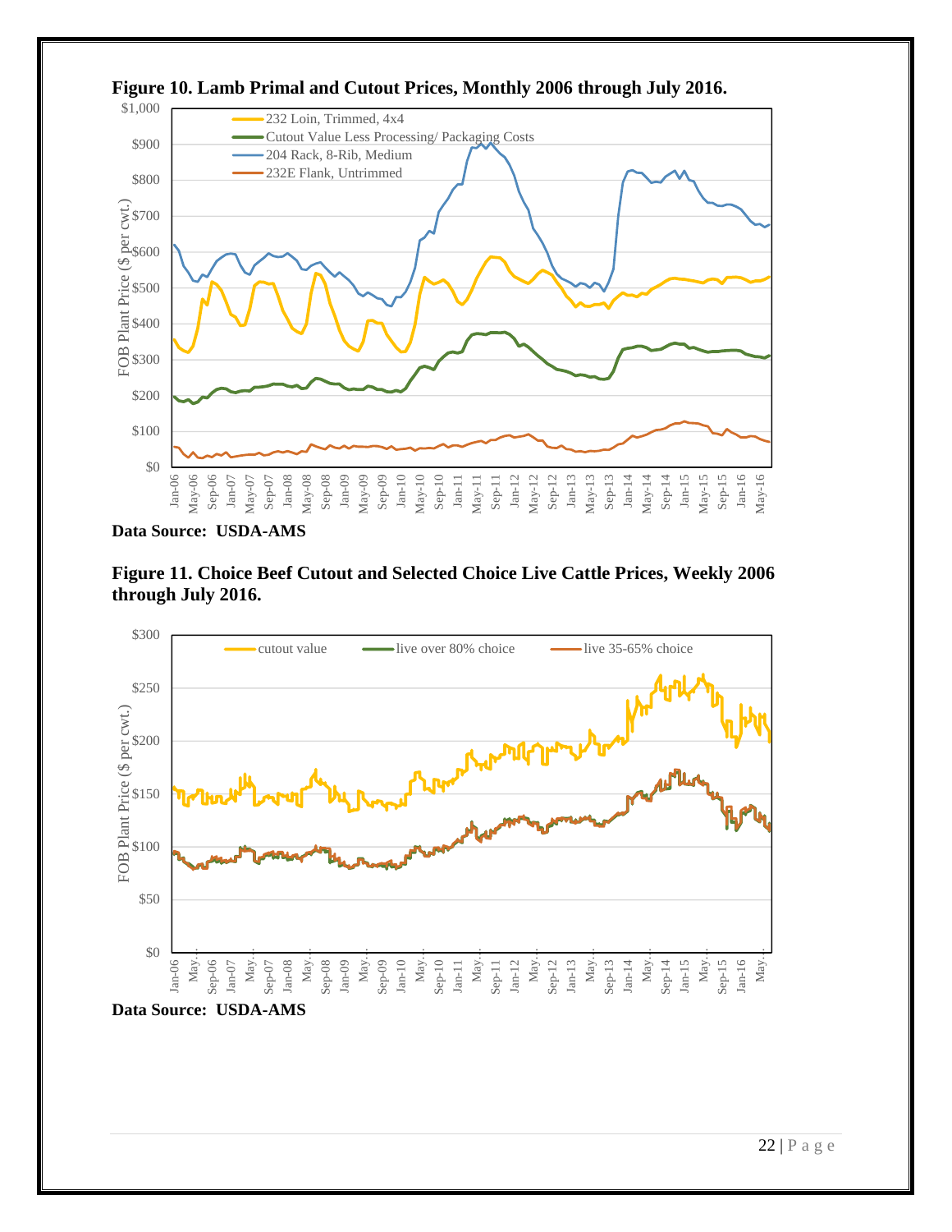**Figure 10. Lamb Primal and Cutout Prices, Monthly 2006 through July 2016.**

**Data Source: USDA-AMS**

**Figure 11. Choice Beef Cutout and Selected Choice Live Cattle Prices, Weekly 2006 through July 2016.**

**Data Source: USDA-AMS**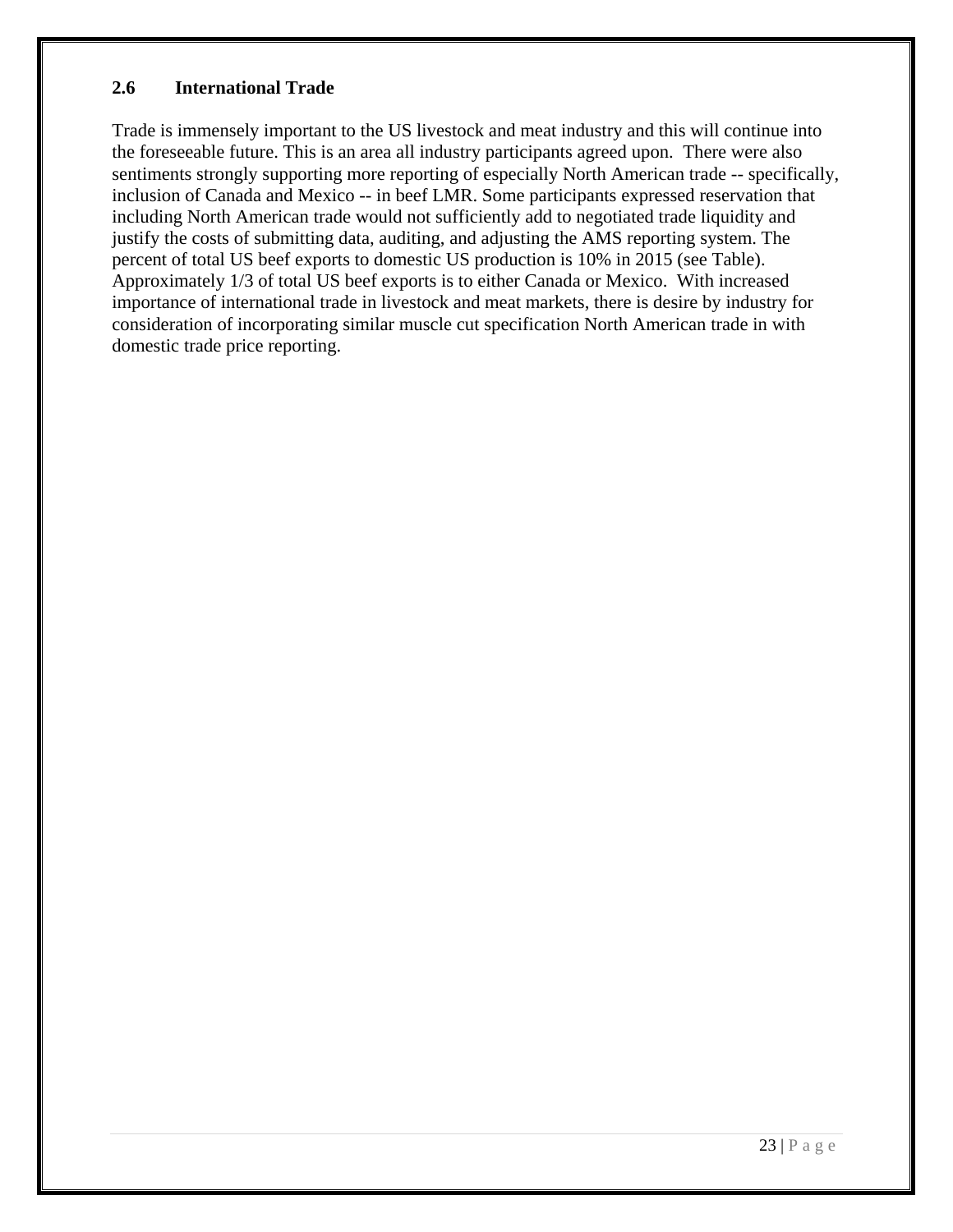## 2.6 International Trade

Trade is immensely important to the US livestock and meat industry and this will continue into the foreseeable future. This is an area all industry participants agreed upon. There were also sentiments strongly supporting more reporting of especially North American trade -- specifically, inclusion of Canada and Mexico -- in beef LMR. Some participants expressed reservation that including North American trade would not sufficiently add to negotiated trade liquidity and justify the costs of submitting data, auditing, and adjusting the AMS reporting system. The percent of total US beef exports to domestic US production is 10% in 2015 (see Table). Approximately 1/3 of total US beef exports is to either Canada or Mexico. With increased importance of international trade in livestock and meat markets, there is desire by industry for consideration of incorporating similar muscle cut specification North American trade in with domestic trade price reporting.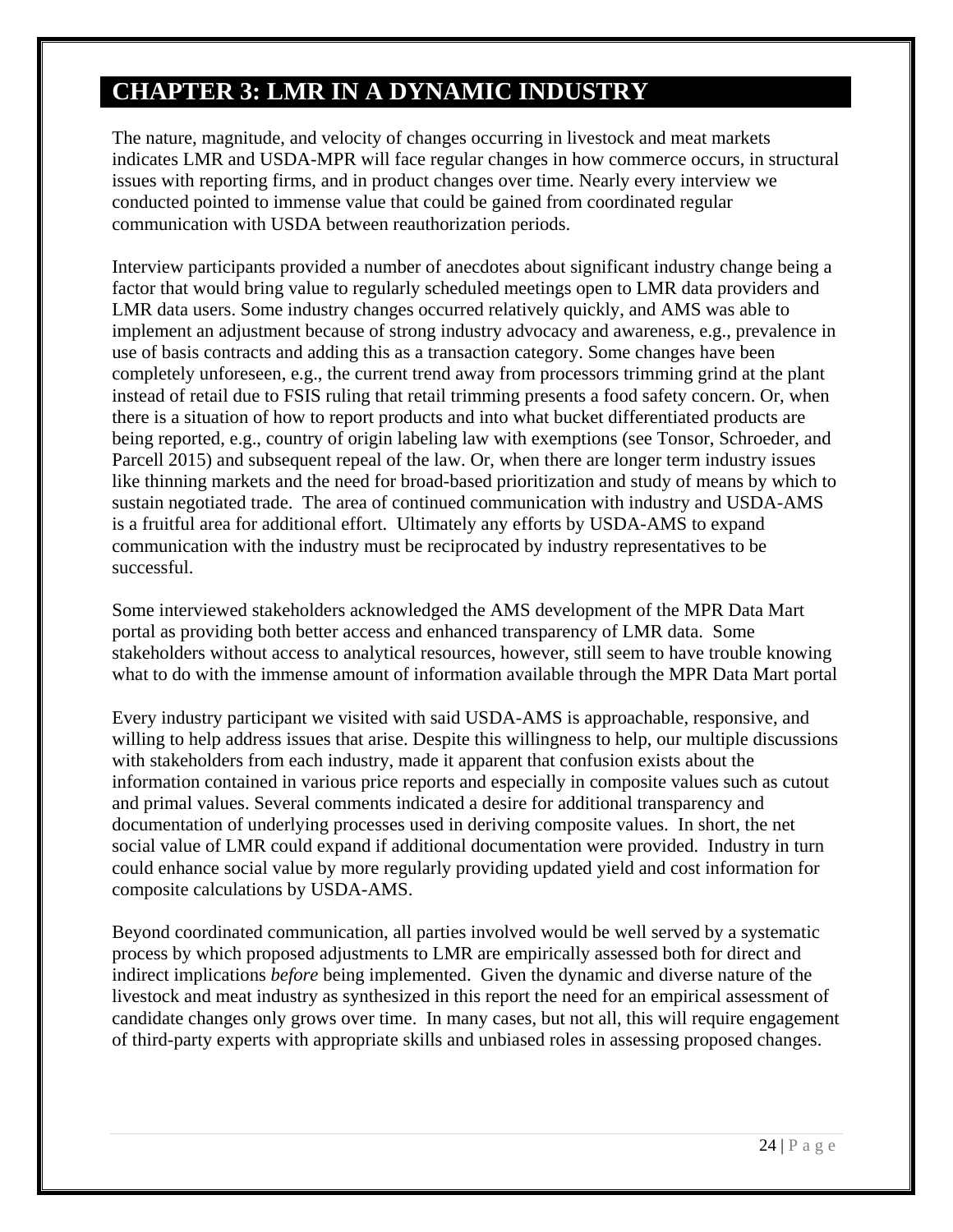# CHAPTER 3: LMR IN A DYNAMIC INDUSTRY

The nature, magnitude, and velocity of changes occurring in livestock and meat markets indicates LMR and USDA-MPR will face regular changes in how commerce occurs, in structural issues with reporting firms, and in product changes over time. Nearly every interview we conducted pointed to immense value that could be gained from coordinated regular communication with USDA between reauthorization periods.

Interview participants provided a number of anecdotes about significant industry change being a factor that would bring value to regularly scheduled meetings open to LMR data providers and LMR data users. Some industry changes occurred relatively quickly, and AMS was able to implement an adjustment because of strong industry advocacy and awareness, e.g., prevalence in use of basis contracts and adding this as a transaction category. Some changes have been completely unforeseen, e.g., the current trend away from processors trimming grind at the plant instead of retail due to FSIS ruling that retail trimming presents a food safety concern. Or, when there is a situation of how to report products and into what bucket differentiated products are being reported, e.g., country of origin labeling law with exemptions (see Tonsor, Schroeder, and Parcell 2015) and subsequent repeal of the law. Or, when there are longer term industry issues like thinning markets and the need for broad-based prioritization and study of means by which to sustain negotiated trade. The area of continued communication with industry and USDA-AMS is a fruitful area for additional effort. Ultimately any efforts by USDA-AMS to expand communication with the industry must be reciprocated by industry representatives to be successful.

Some interviewed stakeholders acknowledged the AMS development of the MPR Data Mart portal as providing both better access and enhanced transparency of LMR data. Some stakeholders without access to analytical resources, however, still seem to have trouble knowing what to do with the immense amount of information available through the MPR Data Mart portal

Every industry participant we visited with said USDA-AMS is approachable, responsive, and willing to help address issues that arise. Despite this willingness to help, our multiple discussions with stakeholders from each industry, made it apparent that confusion exists about the information contained in various price reports and especially in composite values such as cutout and primal values. Several comments indicated a desire for additional transparency and documentation of underlying processes used in deriving composite values. In short, the net social value of LMR could expand if additional documentation were provided. Industry in turn could enhance social value by more regularly providing updated yield and cost information for composite calculations by USDA-AMS.

Beyond coordinated communication, all parties involved would be well served by a systematic process by which proposed adjustments to LMR are empirically assessed both for direct and indirect implications *before* being implemented. Given the dynamic and diverse nature of the livestock and meat industry as synthesized in this report the need for an empirical assessment of candidate changes only grows over time. In many cases, but not all, this will require engagement of third-party experts with appropriate skills and unbiased roles in assessing proposed changes.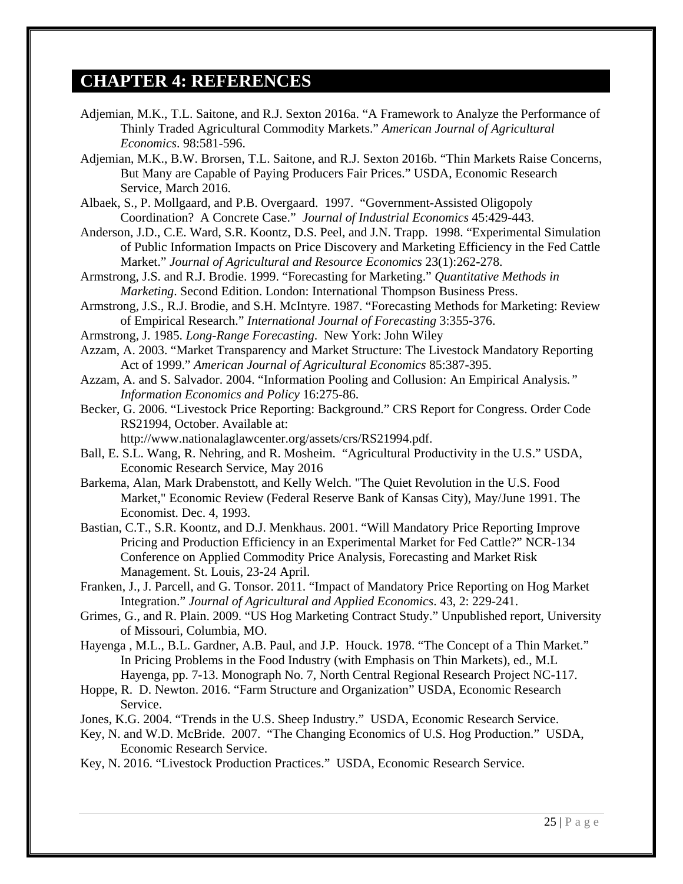# CHAPTER 4: REFERENCES

Adjemian, M.K., T.L. Saitone, and R.J. Sexton 2016a. "A Framework to Analyze the Performance of Thinly Traded Agricultural Commodity Markets." *American Journal of Agricultural Economics*. 98:581-596.

Adjemian, M.K., B.W. Brorsen, T.L. Saitone, and R.J. Sexton 2016b. "Thin Markets Raise Concerns, But Many are Capable of Paying Producers Fair Prices." USDA, Economic Research Service, March 2016.

Albaek, S., P. Mollgaard, and P.B. Overgaard. 1997. "Government-Assisted Oligopoly Coordination? A Concrete Case." *Journal of Industrial Economics* 45:429-443.

Anderson, J.D., C.E. Ward, S.R. Koontz, D.S. Peel, and J.N. Trapp. 1998. "Experimental Simulation of Public Information Impacts on Price Discovery and Marketing Efficiency in the Fed Cattle Market." *Journal of Agricultural and Resource Economics* 23(1):262-278.

Armstrong, J.S. and R.J. Brodie. 1999. "Forecasting for Marketing." *Quantitative Methods in Marketing*. Second Edition. London: International Thompson Business Press.

Armstrong, J.S., R.J. Brodie, and S.H. McIntyre. 1987. "Forecasting Methods for Marketing: Review of Empirical Research." *International Journal of Forecasting* 3:355-376.

Armstrong, J. 1985. *Long-Range Forecasting*. New York: John Wiley

Azzam, A. 2003. "Market Transparency and Market Structure: The Livestock Mandatory Reporting Act of 1999." *American Journal of Agricultural Economics* 85:387-395.

Azzam, A. and S. Salvador. 2004. "Information Pooling and Collusion: An Empirical Analysis." *Information Economics and Policy* 16:275-86.

Becker, G. 2006. "Livestock Price Reporting: Background." CRS Report for Congress. Order Code RS21994, October. Available at: http://www.nationalaglawcenter.org/assets/crs/RS21994.pdf.

Ball, E. S.L. Wang, R. Nehring, and R. Mosheim. "Agricultural Productivity in the U.S." USDA, Economic Research Service, May 2016

Barkema, Alan, Mark Drabenstott, and Kelly Welch. "The Quiet Revolution in the U.S. Food Market," Economic Review (Federal Reserve Bank of Kansas City), May/June 1991. The Economist. Dec. 4, 1993.

Bastian, C.T., S.R. Koontz, and D.J. Menkhaus. 2001. "Will Mandatory Price Reporting Improve Pricing and Production Efficiency in an Experimental Market for Fed Cattle?" NCR-134 Conference on Applied Commodity Price Analysis, Forecasting and Market Risk Management. St. Louis, 23-24 April.

Franken, J., J. Parcell, and G. Tonsor. 2011. "Impact of Mandatory Price Reporting on Hog Market Integration." *Journal of Agricultural and Applied Economics*. 43, 2: 229-241.

Grimes, G., and R. Plain. 2009. "US Hog Marketing Contract Study." Unpublished report, University of Missouri, Columbia, MO.

Hayenga , M.L., B.L. Gardner, A.B. Paul, and J.P. Houck. 1978. "The Concept of a Thin Market." In Pricing Problems in the Food Industry (with Emphasis on Thin Markets), ed., M.L Hayenga, pp. 7-13. Monograph No. 7, North Central Regional Research Project NC-117.

Hoppe, R. D. Newton. 2016. "Farm Structure and Organization" USDA, Economic Research Service.

Jones, K.G. 2004. "Trends in the U.S. Sheep Industry." USDA, Economic Research Service.

Key, N. and W.D. McBride. 2007. "The Changing Economics of U.S. Hog Production." USDA, Economic Research Service.

Key, N. 2016. "Livestock Production Practices." USDA, Economic Research Service.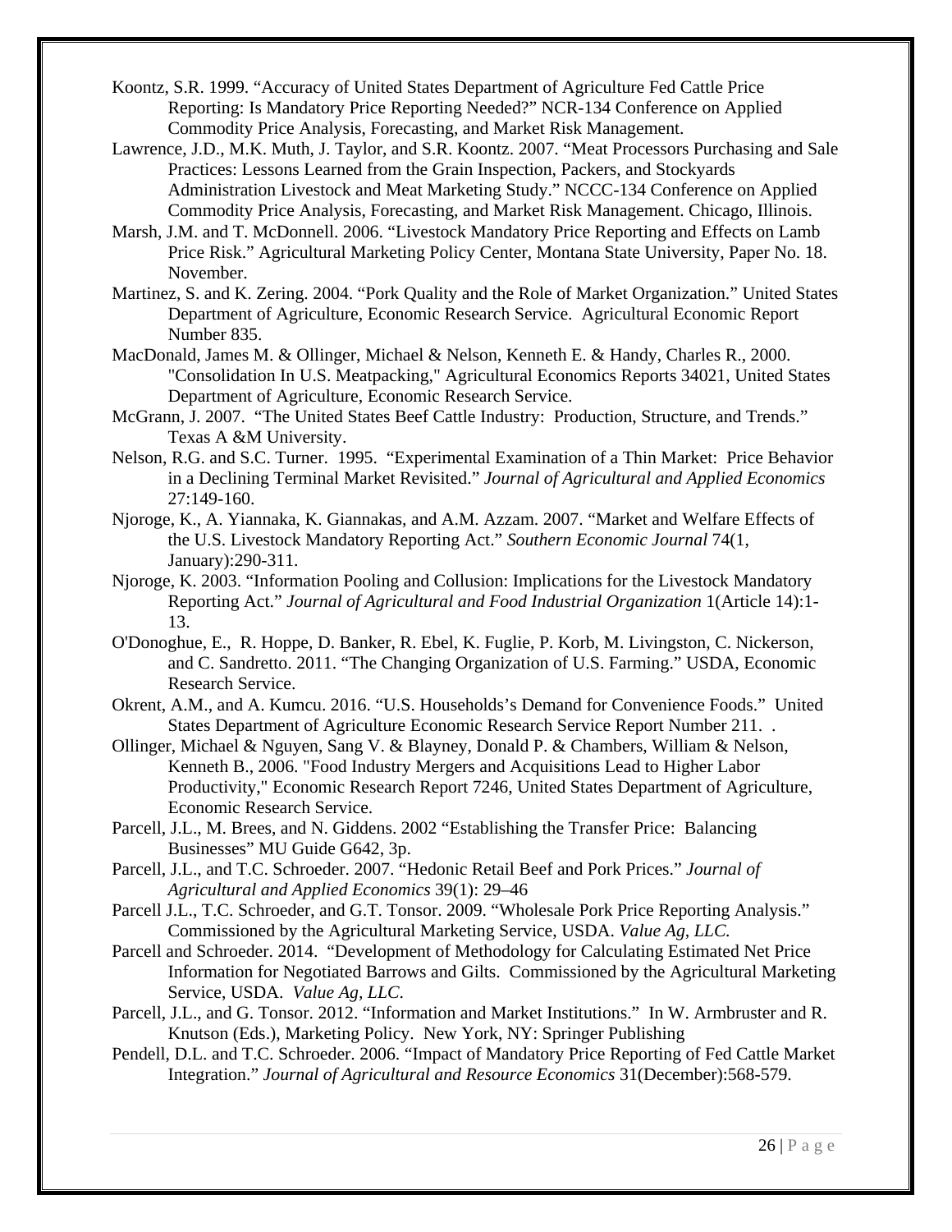Koontz, S.R. 1999. “Accuracy of United States Department of Agriculture Fed Cattle Price Reporting: Is Mandatory Price Reporting Needed?” NCR-134 Conference on Applied Commodity Price Analysis, Forecasting, and Market Risk Management.

Lawrence, J.D., M.K. Muth, J. Taylor, and S.R. Koontz. 2007. “Meat Processors Purchasing and Sale Practices: Lessons Learned from the Grain Inspection, Packers, and Stockyards Administration Livestock and Meat Marketing Study.” NCCC-134 Conference on Applied Commodity Price Analysis, Forecasting, and Market Risk Management. Chicago, Illinois.

Marsh, J.M. and T. McDonnell. 2006. “Livestock Mandatory Price Reporting and Effects on Lamb Price Risk.” Agricultural Marketing Policy Center, Montana State University, Paper No. 18. November.

Martinez, S. and K. Zering. 2004. “Pork Quality and the Role of Market Organization.” United States Department of Agriculture, Economic Research Service. Agricultural Economic Report Number 835.

MacDonald, James M. & Ollinger, Michael & Nelson, Kenneth E. & Handy, Charles R., 2000. "Consolidation In U.S. Meatpacking," Agricultural Economics Reports 34021, United States Department of Agriculture, Economic Research Service.

McGrann, J. 2007. “The United States Beef Cattle Industry: Production, Structure, and Trends.” Texas A &M University.

Nelson, R.G. and S.C. Turner. 1995. “Experimental Examination of a Thin Market: Price Behavior in a Declining Terminal Market Revisited.” *Journal of Agricultural and Applied Economics* 27:149-160.

Njoroge, K., A. Yiannaka, K. Giannakas, and A.M. Azzam. 2007. “Market and Welfare Effects of the U.S. Livestock Mandatory Reporting Act.” *Southern Economic Journal* 74(1, January):290-311.

Njoroge, K. 2003. “Information Pooling and Collusion: Implications for the Livestock Mandatory Reporting Act.” *Journal of Agricultural and Food Industrial Organization* 1(Article 14):1-13.

O'Donoghue, E., R. Hoppe, D. Banker, R. Ebel, K. Fuglie, P. Korb, M. Livingston, C. Nickerson, and C. Sandretto. 2011. “The Changing Organization of U.S. Farming.” USDA, Economic Research Service.

Okrent, A.M., and A. Kumcu. 2016. “U.S. Households’s Demand for Convenience Foods.” United States Department of Agriculture Economic Research Service Report Number 211. .

Ollinger, Michael & Nguyen, Sang V. & Blayney, Donald P. & Chambers, William & Nelson, Kenneth B., 2006. "Food Industry Mergers and Acquisitions Lead to Higher Labor Productivity," Economic Research Report 7246, United States Department of Agriculture, Economic Research Service.

Parcell, J.L., M. Brees, and N. Giddens. 2002 “Establishing the Transfer Price: Balancing Businesses” MU Guide G642, 3p.

Parcell, J.L., and T.C. Schroeder. 2007. “Hedonic Retail Beef and Pork Prices.” *Journal of Agricultural and Applied Economics* 39(1): 29–46

Parcell J.L., T.C. Schroeder, and G.T. Tonsor. 2009. “Wholesale Pork Price Reporting Analysis.” Commissioned by the Agricultural Marketing Service, USDA. *Value Ag, LLC.*

Parcell and Schroeder. 2014. “Development of Methodology for Calculating Estimated Net Price Information for Negotiated Barrows and Gilts. Commissioned by the Agricultural Marketing Service, USDA. *Value Ag, LLC*.

Parcell, J.L., and G. Tonsor. 2012. “Information and Market Institutions.” In W. Armbruster and R. Knutson (Eds.), Marketing Policy. New York, NY: Springer Publishing

Pendell, D.L. and T.C. Schroeder. 2006. “Impact of Mandatory Price Reporting of Fed Cattle Market Integration.” *Journal of Agricultural and Resource Economics* 31(December):568-579.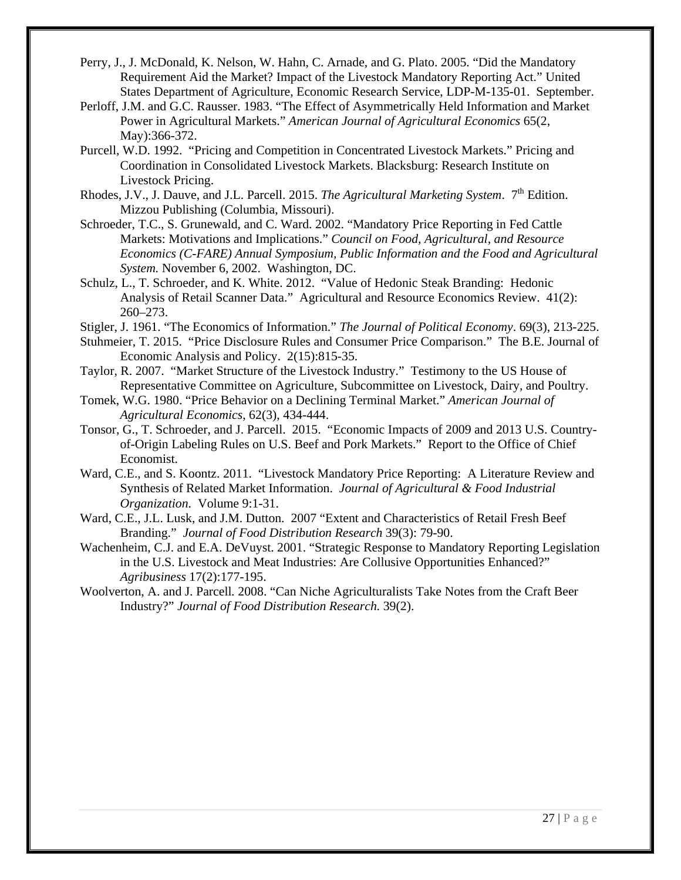Perry, J., J. McDonald, K. Nelson, W. Hahn, C. Arnade, and G. Plato. 2005. "Did the Mandatory Requirement Aid the Market? Impact of the Livestock Mandatory Reporting Act." United States Department of Agriculture, Economic Research Service, LDP-M-135-01. September.

Perloff, J.M. and G.C. Rausser. 1983. "The Effect of Asymmetrically Held Information and Market Power in Agricultural Markets." *American Journal of Agricultural Economics* 65(2, May):366-372.

Purcell, W.D. 1992. "Pricing and Competition in Concentrated Livestock Markets." Pricing and Coordination in Consolidated Livestock Markets. Blacksburg: Research Institute on Livestock Pricing.

Rhodes, J.V., J. Dauve, and J.L. Parcell. 2015. *The Agricultural Marketing System*. 7th Edition. Mizzou Publishing (Columbia, Missouri).

Schroeder, T.C., S. Grunewald, and C. Ward. 2002. "Mandatory Price Reporting in Fed Cattle Markets: Motivations and Implications." *Council on Food, Agricultural, and Resource Economics (C-FARE) Annual Symposium, Public Information and the Food and Agricultural System.* November 6, 2002. Washington, DC.

Schulz, L., T. Schroeder, and K. White. 2012. "Value of Hedonic Steak Branding: Hedonic Analysis of Retail Scanner Data." Agricultural and Resource Economics Review. 41(2): 260–273.

Stigler, J. 1961. "The Economics of Information." *The Journal of Political Economy*. 69(3), 213-225.

Stuhmeier, T. 2015. "Price Disclosure Rules and Consumer Price Comparison." The B.E. Journal of Economic Analysis and Policy. 2(15):815-35.

Taylor, R. 2007. "Market Structure of the Livestock Industry." Testimony to the US House of Representative Committee on Agriculture, Subcommittee on Livestock, Dairy, and Poultry.

Tomek, W.G. 1980. "Price Behavior on a Declining Terminal Market." *American Journal of Agricultural Economics*, 62(3), 434-444.

Tonsor, G., T. Schroeder, and J. Parcell. 2015. "Economic Impacts of 2009 and 2013 U.S. Country-of-Origin Labeling Rules on U.S. Beef and Pork Markets." Report to the Office of Chief Economist.

Ward, C.E., and S. Koontz. 2011. "Livestock Mandatory Price Reporting: A Literature Review and Synthesis of Related Market Information. *Journal of Agricultural & Food Industrial Organization.* Volume 9:1-31.

Ward, C.E., J.L. Lusk, and J.M. Dutton. 2007 "Extent and Characteristics of Retail Fresh Beef Branding." *Journal of Food Distribution Research* 39(3): 79-90.

Wachenheim, C.J. and E.A. DeVuyst. 2001. "Strategic Response to Mandatory Reporting Legislation in the U.S. Livestock and Meat Industries: Are Collusive Opportunities Enhanced?" *Agribusiness* 17(2):177-195.

Woolverton, A. and J. Parcell. 2008. "Can Niche Agriculturalists Take Notes from the Craft Beer Industry?" *Journal of Food Distribution Research.* 39(2).